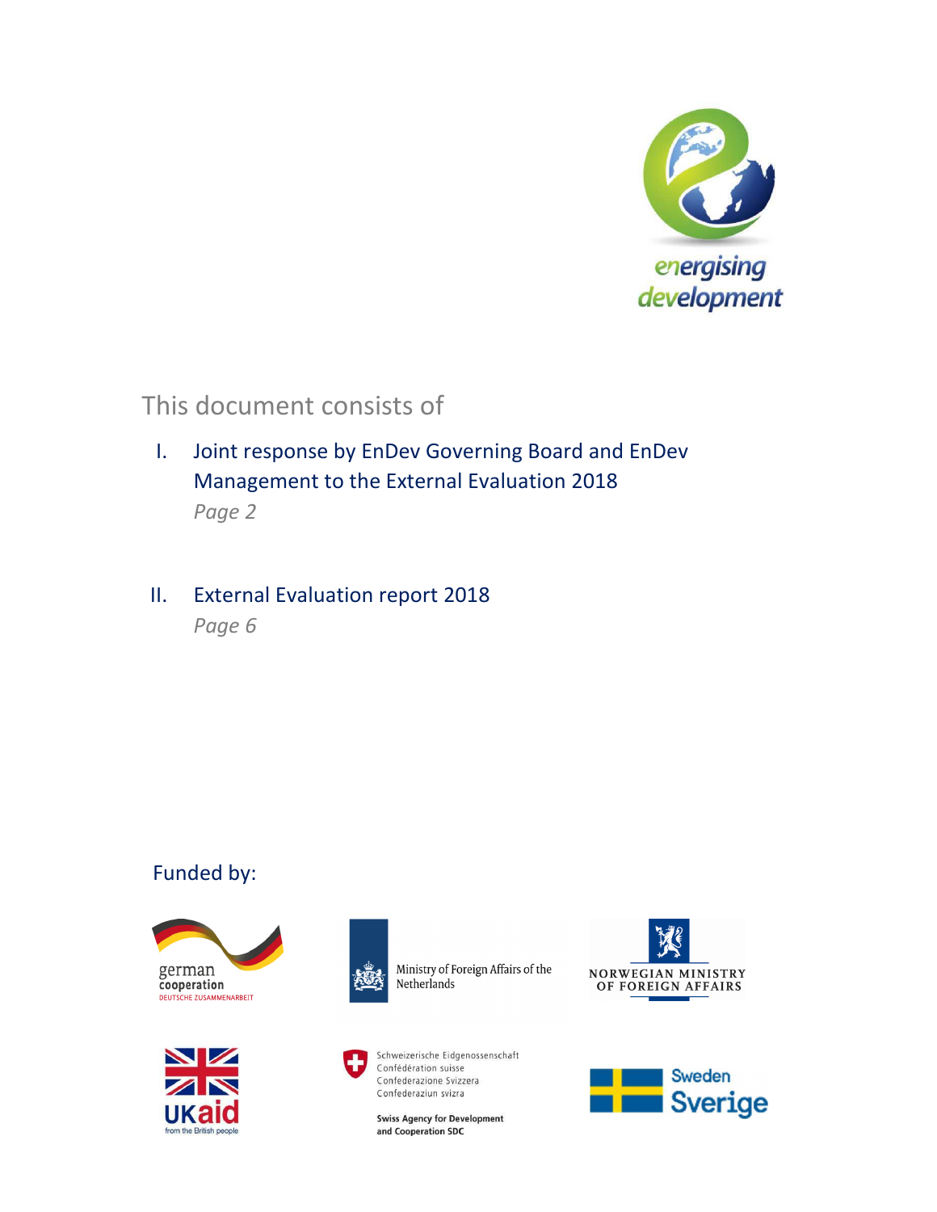energising development

This document consists of

I. Joint response by EnDev Governing Board and EnDev Management to the External Evaluation 2018
   *Page 2*

II. External Evaluation report 2018
   *Page 6*

Funded by:

german cooperation
DEUTSCHE ZUSAMMENARBEIT

Ministry of Foreign Affairs of the Netherlands

NORWEGIAN MINISTRY OF FOREIGN AFFAIRS

UKaid
from the British people

Schweizerische Eidgenossenschaft
Confédération suisse
Confederazione Svizzera
Confederaziun svizra

Swiss Agency for Development and Cooperation SDC

Sweden
Sverige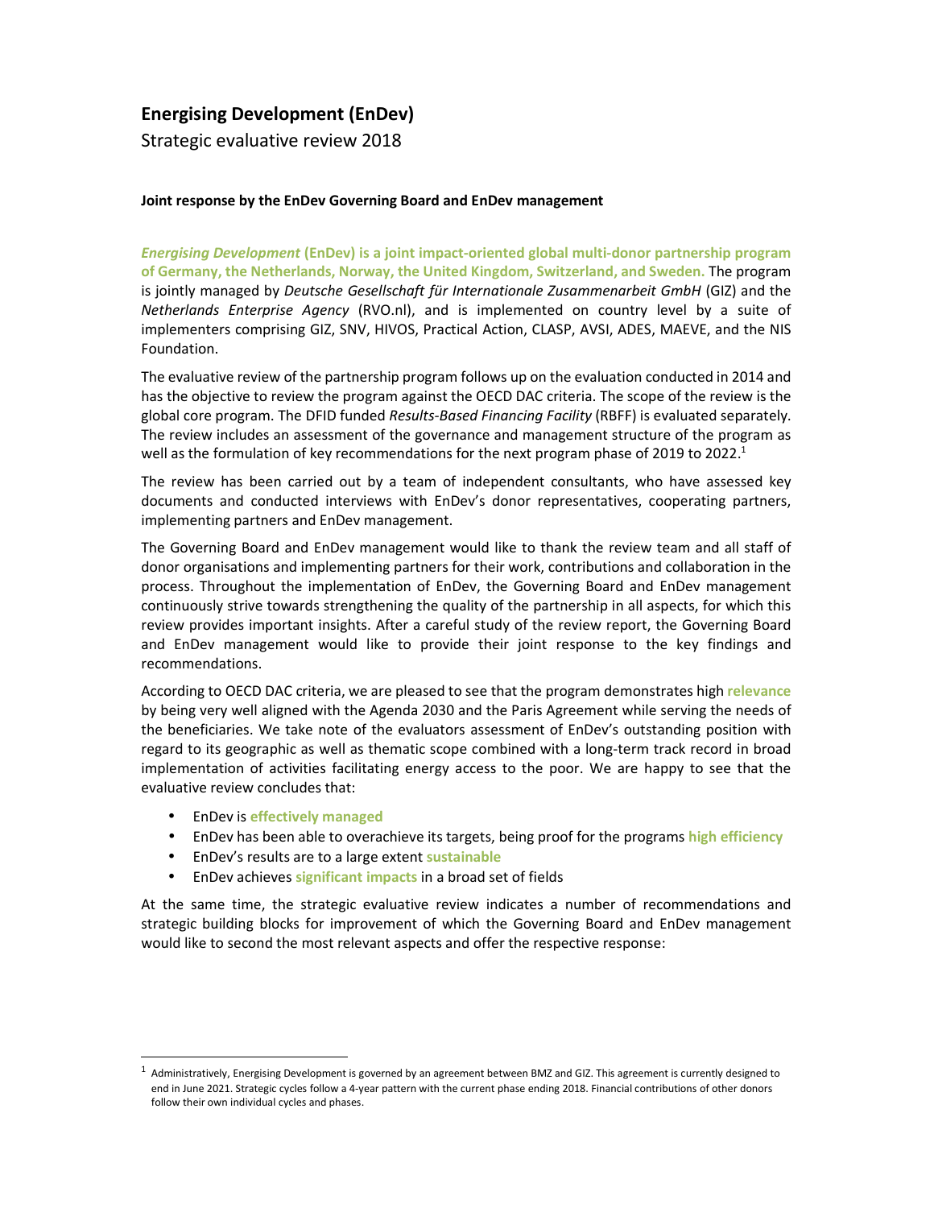## Energising Development (EnDev)

Strategic evaluative review 2018

**Joint response by the EnDev Governing Board and EnDev management**

***Energising Development* (EnDev) is a joint impact-oriented global multi-donor partnership program of Germany, the Netherlands, Norway, the United Kingdom, Switzerland, and Sweden.** The program is jointly managed by *Deutsche Gesellschaft für Internationale Zusammenarbeit GmbH* (GIZ) and the *Netherlands Enterprise Agency* (RVO.nl), and is implemented on country level by a suite of implementers comprising GIZ, SNV, HIVOS, Practical Action, CLASP, AVSI, ADES, MAEVE, and the NIS Foundation.

The evaluative review of the partnership program follows up on the evaluation conducted in 2014 and has the objective to review the program against the OECD DAC criteria. The scope of the review is the global core program. The DFID funded *Results-Based Financing Facility* (RBFF) is evaluated separately. The review includes an assessment of the governance and management structure of the program as well as the formulation of key recommendations for the next program phase of 2019 to 2022.[1]

The review has been carried out by a team of independent consultants, who have assessed key documents and conducted interviews with EnDev's donor representatives, cooperating partners, implementing partners and EnDev management.

The Governing Board and EnDev management would like to thank the review team and all staff of donor organisations and implementing partners for their work, contributions and collaboration in the process. Throughout the implementation of EnDev, the Governing Board and EnDev management continuously strive towards strengthening the quality of the partnership in all aspects, for which this review provides important insights. After a careful study of the review report, the Governing Board and EnDev management would like to provide their joint response to the key findings and recommendations.

According to OECD DAC criteria, we are pleased to see that the program demonstrates high **relevance** by being very well aligned with the Agenda 2030 and the Paris Agreement while serving the needs of the beneficiaries. We take note of the evaluators assessment of EnDev's outstanding position with regard to its geographic as well as thematic scope combined with a long-term track record in broad implementation of activities facilitating energy access to the poor. We are happy to see that the evaluative review concludes that:

- EnDev is **effectively managed**
- EnDev has been able to overachieve its targets, being proof for the programs **high efficiency**
- EnDev's results are to a large extent **sustainable**
- EnDev achieves **significant impacts** in a broad set of fields

At the same time, the strategic evaluative review indicates a number of recommendations and strategic building blocks for improvement of which the Governing Board and EnDev management would like to second the most relevant aspects and offer the respective response:

---

[1] Administratively, Energising Development is governed by an agreement between BMZ and GIZ. This agreement is currently designed to end in June 2021. Strategic cycles follow a 4-year pattern with the current phase ending 2018. Financial contributions of other donors follow their own individual cycles and phases.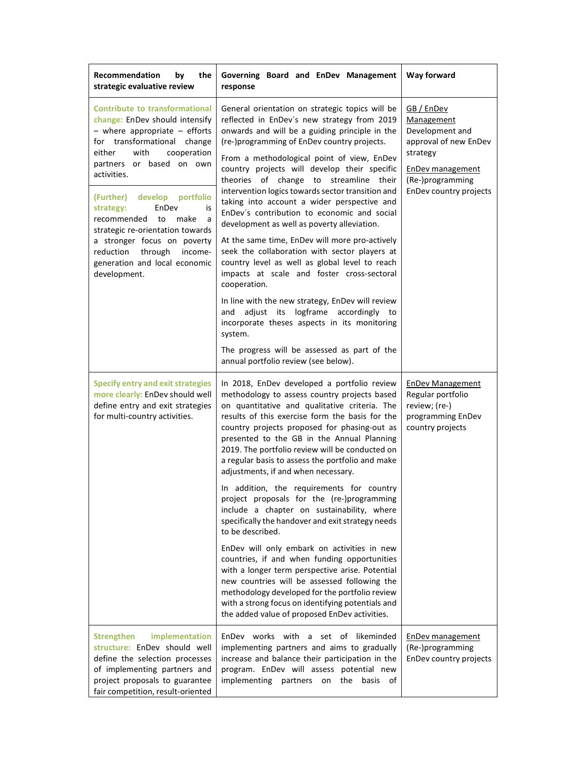| Recommendation by the strategic evaluative review | Governing Board and EnDev Management response | Way forward |
|---|---|---|
| **Contribute to transformational change:** EnDev should intensify – where appropriate – efforts for transformational change either with cooperation partners or based on own activities.<br><br>**(Further) develop portfolio strategy:** EnDev is recommended to make a strategic re-orientation towards a stronger focus on poverty reduction through income-generation and local economic development. | General orientation on strategic topics will be reflected in EnDev´s new strategy from 2019 onwards and will be a guiding principle in the (re-)programming of EnDev country projects.<br><br>From a methodological point of view, EnDev country projects will develop their specific theories of change to streamline their intervention logics towards sector transition and taking into account a wider perspective and EnDev´s contribution to economic and social development as well as poverty alleviation.<br><br>At the same time, EnDev will more pro-actively seek the collaboration with sector players at country level as well as global level to reach impacts at scale and foster cross-sectoral cooperation.<br><br>In line with the new strategy, EnDev will review and adjust its logframe accordingly to incorporate theses aspects in its monitoring system.<br><br>The progress will be assessed as part of the annual portfolio review (see below). | GB / EnDev Management<br>Development and approval of new EnDev strategy<br><br>EnDev management<br>(Re-)programming EnDev country projects |
| **Specify entry and exit strategies more clearly:** EnDev should well define entry and exit strategies for multi-country activities. | In 2018, EnDev developed a portfolio review methodology to assess country projects based on quantitative and qualitative criteria. The results of this exercise form the basis for the country projects proposed for phasing-out as presented to the GB in the Annual Planning 2019. The portfolio review will be conducted on a regular basis to assess the portfolio and make adjustments, if and when necessary.<br><br>In addition, the requirements for country project proposals for the (re-)programming include a chapter on sustainability, where specifically the handover and exit strategy needs to be described.<br><br>EnDev will only embark on activities in new countries, if and when funding opportunities with a longer term perspective arise. Potential new countries will be assessed following the methodology developed for the portfolio review with a strong focus on identifying potentials and the added value of proposed EnDev activities. | EnDev Management<br>Regular portfolio review; (re-) programming EnDev country projects |
| **Strengthen implementation structure:** EnDev should well define the selection processes of implementing partners and project proposals to guarantee fair competition, result-oriented | EnDev works with a set of likeminded implementing partners and aims to gradually increase and balance their participation in the program. EnDev will assess potential new implementing partners on the basis of | EnDev management<br>(Re-)programming EnDev country projects |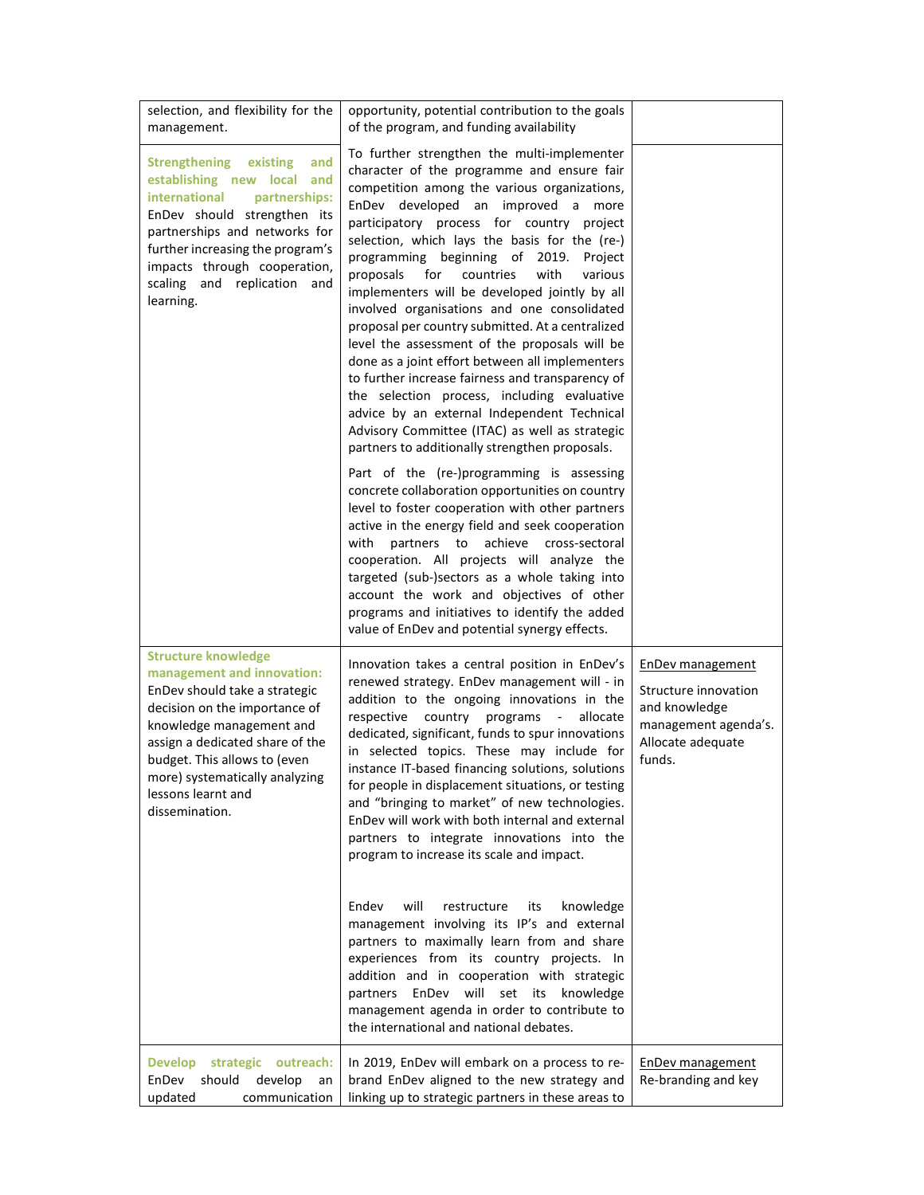| | | |
|---|---|---|
| selection, and flexibility for the management. | opportunity, potential contribution to the goals of the program, and funding availability | |
| **Strengthening existing and establishing new local and international partnerships:** EnDev should strengthen its partnerships and networks for further increasing the program's impacts through cooperation, scaling and replication and learning. | To further strengthen the multi-implementer character of the programme and ensure fair competition among the various organizations, EnDev developed an improved a more participatory process for country project selection, which lays the basis for the (re-) programming beginning of 2019. Project proposals for countries with various implementers will be developed jointly by all involved organisations and one consolidated proposal per country submitted. At a centralized level the assessment of the proposals will be done as a joint effort between all implementers to further increase fairness and transparency of the selection process, including evaluative advice by an external Independent Technical Advisory Committee (ITAC) as well as strategic partners to additionally strengthen proposals.<br><br>Part of the (re-)programming is assessing concrete collaboration opportunities on country level to foster cooperation with other partners active in the energy field and seek cooperation with partners to achieve cross-sectoral cooperation. All projects will analyze the targeted (sub-)sectors as a whole taking into account the work and objectives of other programs and initiatives to identify the added value of EnDev and potential synergy effects. | |
| **Structure knowledge management and innovation:** EnDev should take a strategic decision on the importance of knowledge management and assign a dedicated share of the budget. This allows to (even more) systematically analyzing lessons learnt and dissemination. | Innovation takes a central position in EnDev's renewed strategy. EnDev management will - in addition to the ongoing innovations in the respective country programs - allocate dedicated, significant, funds to spur innovations in selected topics. These may include for instance IT-based financing solutions, solutions for people in displacement situations, or testing and "bringing to market" of new technologies. EnDev will work with both internal and external partners to integrate innovations into the program to increase its scale and impact.<br><br>Endev will restructure its knowledge management involving its IP's and external partners to maximally learn from and share experiences from its country projects. In addition and in cooperation with strategic partners EnDev will set its knowledge management agenda in order to contribute to the international and national debates. | <u>EnDev management</u><br><br>Structure innovation and knowledge management agenda's. Allocate adequate funds. |
| **Develop strategic outreach:** EnDev should develop an updated communication | In 2019, EnDev will embark on a process to re-brand EnDev aligned to the new strategy and linking up to strategic partners in these areas to | <u>EnDev management</u><br>Re-branding and key |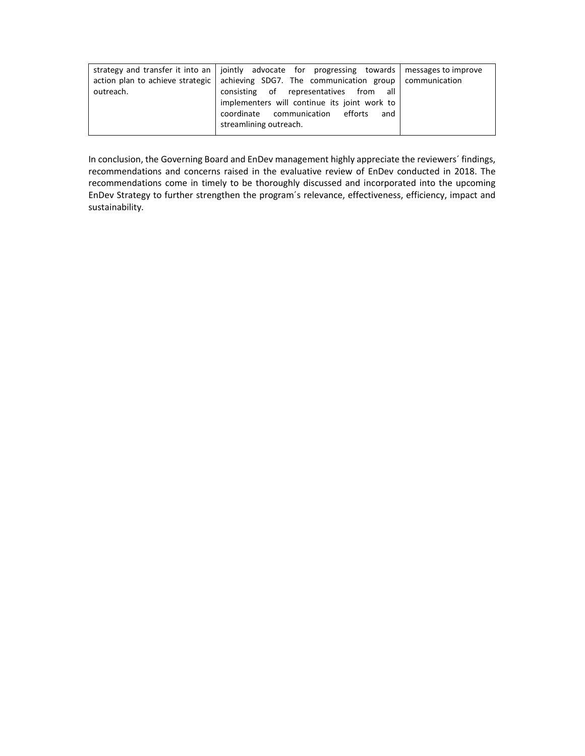| | | |
|---|---|---|
| strategy and transfer it into an action plan to achieve strategic outreach. | jointly advocate for progressing towards achieving SDG7. The communication group consisting of representatives from all implementers will continue its joint work to coordinate communication efforts and streamlining outreach. | messages to improve communication |

In conclusion, the Governing Board and EnDev management highly appreciate the reviewers´ findings, recommendations and concerns raised in the evaluative review of EnDev conducted in 2018. The recommendations come in timely to be thoroughly discussed and incorporated into the upcoming EnDev Strategy to further strengthen the program´s relevance, effectiveness, efficiency, impact and sustainability.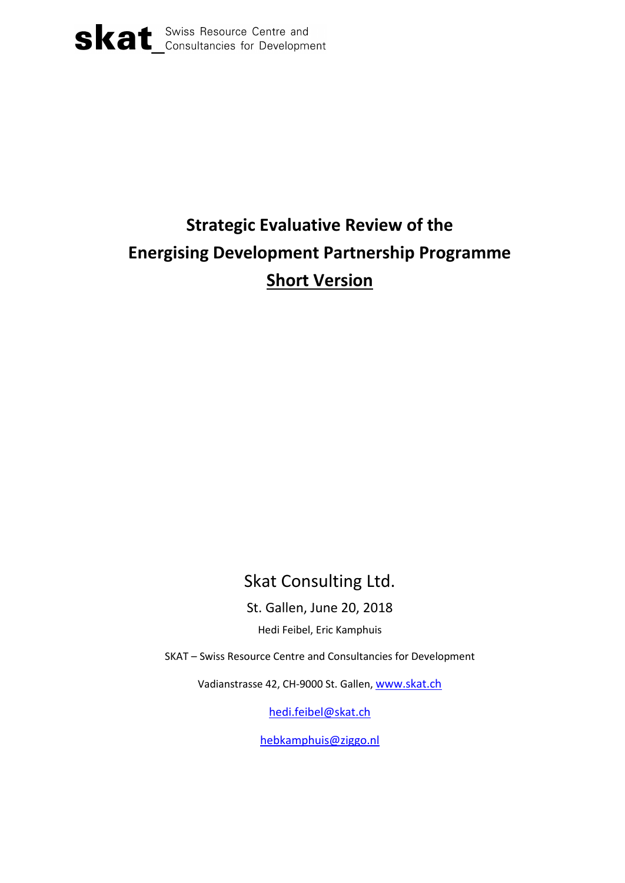skat_ Swiss Resource Centre and Consultancies for Development

# Strategic Evaluative Review of the Energising Development Partnership Programme

## Short Version

Skat Consulting Ltd.

St. Gallen, June 20, 2018

Hedi Feibel, Eric Kamphuis

SKAT – Swiss Resource Centre and Consultancies for Development

Vadianstrasse 42, CH-9000 St. Gallen, www.skat.ch

hedi.feibel@skat.ch

hebkamphuis@ziggo.nl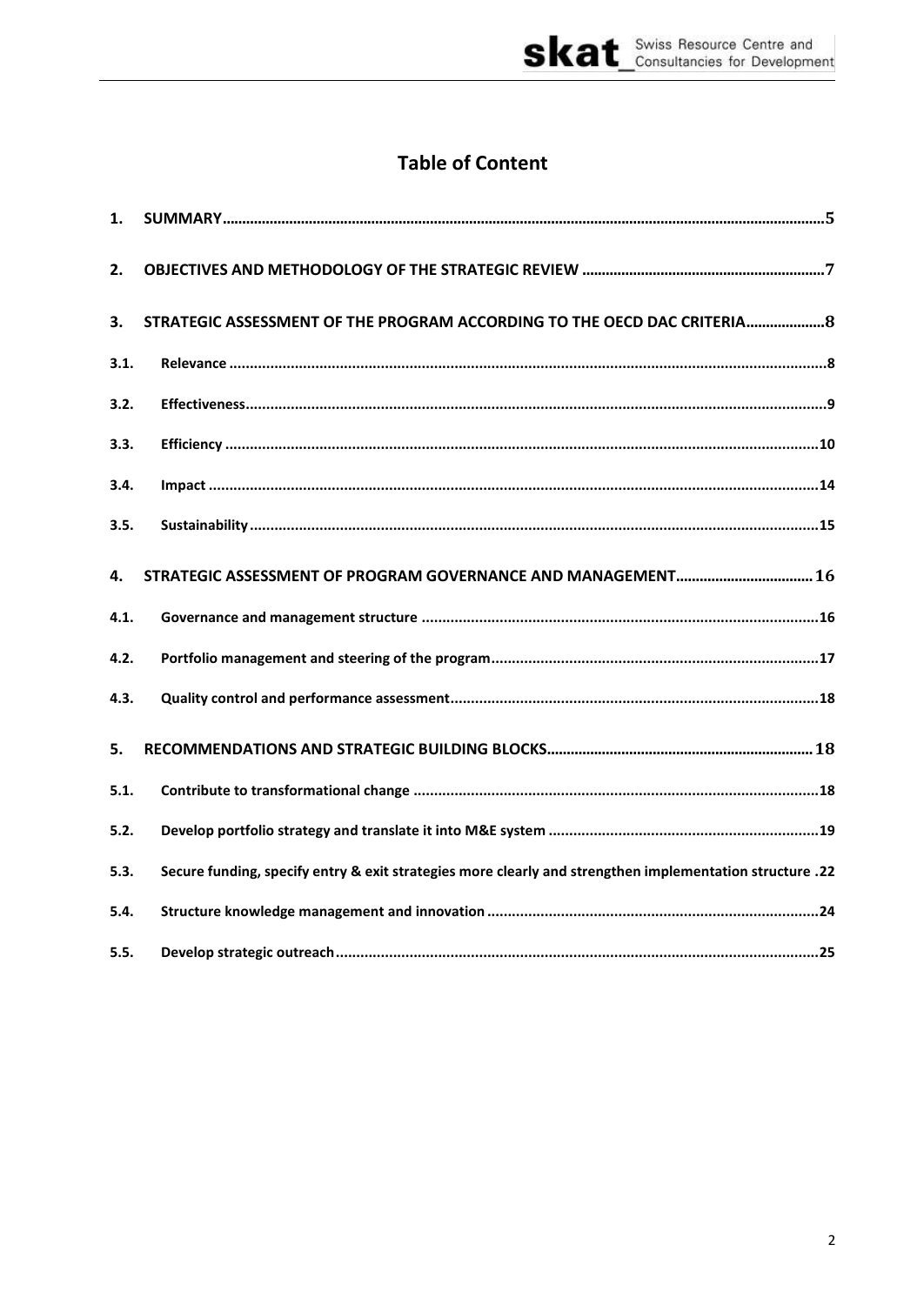# Table of Content

| | | |
|---|---|---|
| 1. | SUMMARY | 5 |
| 2. | OBJECTIVES AND METHODOLOGY OF THE STRATEGIC REVIEW | 7 |
| 3. | STRATEGIC ASSESSMENT OF THE PROGRAM ACCORDING TO THE OECD DAC CRITERIA | 8 |
| 3.1. | Relevance | 8 |
| 3.2. | Effectiveness | 9 |
| 3.3. | Efficiency | 10 |
| 3.4. | Impact | 14 |
| 3.5. | Sustainability | 15 |
| 4. | STRATEGIC ASSESSMENT OF PROGRAM GOVERNANCE AND MANAGEMENT | 16 |
| 4.1. | Governance and management structure | 16 |
| 4.2. | Portfolio management and steering of the program | 17 |
| 4.3. | Quality control and performance assessment | 18 |
| 5. | RECOMMENDATIONS AND STRATEGIC BUILDING BLOCKS | 18 |
| 5.1. | Contribute to transformational change | 18 |
| 5.2. | Develop portfolio strategy and translate it into M&E system | 19 |
| 5.3. | Secure funding, specify entry & exit strategies more clearly and strengthen implementation structure | 22 |
| 5.4. | Structure knowledge management and innovation | 24 |
| 5.5. | Develop strategic outreach | 25 |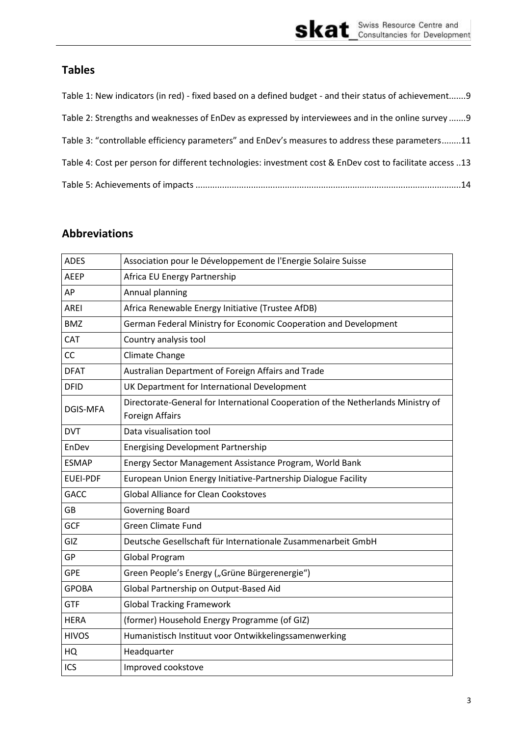## Tables

Table 1: New indicators (in red) - fixed based on a defined budget - and their status of achievement.......9

Table 2: Strengths and weaknesses of EnDev as expressed by interviewees and in the online survey .......9

Table 3: "controllable efficiency parameters" and EnDev's measures to address these parameters........11

Table 4: Cost per person for different technologies: investment cost & EnDev cost to facilitate access ..13

Table 5: Achievements of impacts ............................................................................................................14

## Abbreviations

| | |
|---|---|
| ADES | Association pour le Développement de l'Energie Solaire Suisse |
| AEEP | Africa EU Energy Partnership |
| AP | Annual planning |
| AREI | Africa Renewable Energy Initiative (Trustee AfDB) |
| BMZ | German Federal Ministry for Economic Cooperation and Development |
| CAT | Country analysis tool |
| CC | Climate Change |
| DFAT | Australian Department of Foreign Affairs and Trade |
| DFID | UK Department for International Development |
| DGIS-MFA | Directorate-General for International Cooperation of the Netherlands Ministry of Foreign Affairs |
| DVT | Data visualisation tool |
| EnDev | Energising Development Partnership |
| ESMAP | Energy Sector Management Assistance Program, World Bank |
| EUEI-PDF | European Union Energy Initiative-Partnership Dialogue Facility |
| GACC | Global Alliance for Clean Cookstoves |
| GB | Governing Board |
| GCF | Green Climate Fund |
| GIZ | Deutsche Gesellschaft für Internationale Zusammenarbeit GmbH |
| GP | Global Program |
| GPE | Green People's Energy („Grüne Bürgerenergie") |
| GPOBA | Global Partnership on Output-Based Aid |
| GTF | Global Tracking Framework |
| HERA | (former) Household Energy Programme (of GIZ) |
| HIVOS | Humanistisch Instituut voor Ontwikkelingssamenwerking |
| HQ | Headquarter |
| ICS | Improved cookstove |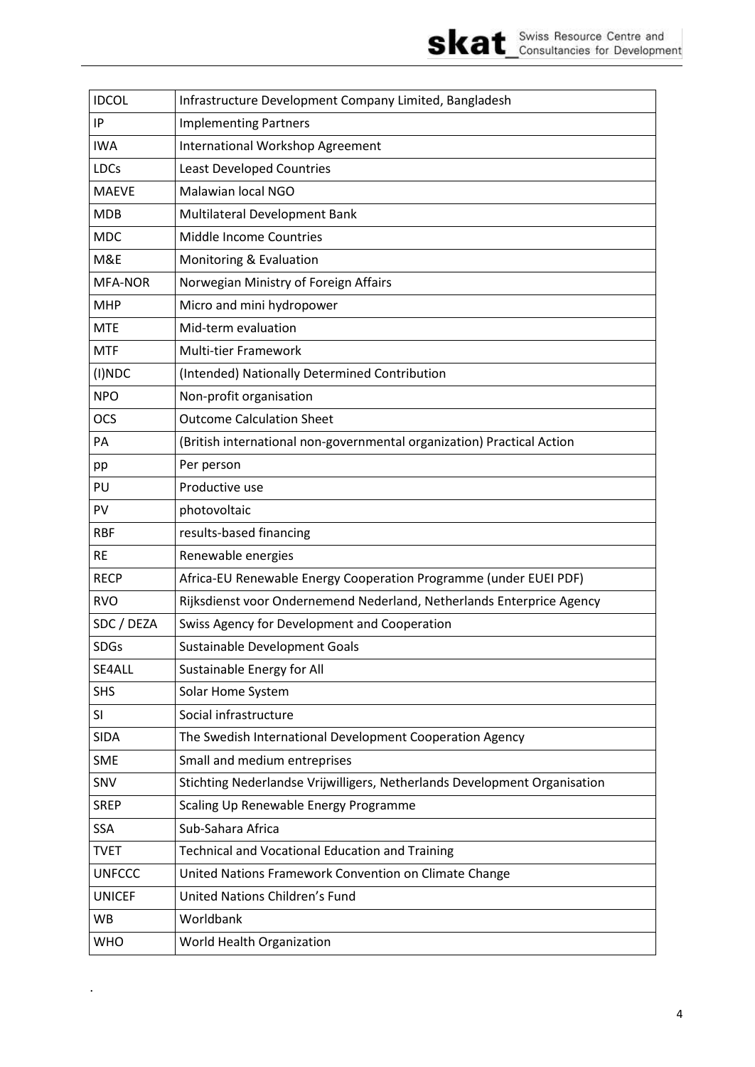| | |
|---|---|
| IDCOL | Infrastructure Development Company Limited, Bangladesh |
| IP | Implementing Partners |
| IWA | International Workshop Agreement |
| LDCs | Least Developed Countries |
| MAEVE | Malawian local NGO |
| MDB | Multilateral Development Bank |
| MDC | Middle Income Countries |
| M&E | Monitoring & Evaluation |
| MFA-NOR | Norwegian Ministry of Foreign Affairs |
| MHP | Micro and mini hydropower |
| MTE | Mid-term evaluation |
| MTF | Multi-tier Framework |
| (I)NDC | (Intended) Nationally Determined Contribution |
| NPO | Non-profit organisation |
| OCS | Outcome Calculation Sheet |
| PA | (British international non-governmental organization) Practical Action |
| pp | Per person |
| PU | Productive use |
| PV | photovoltaic |
| RBF | results-based financing |
| RE | Renewable energies |
| RECP | Africa-EU Renewable Energy Cooperation Programme (under EUEI PDF) |
| RVO | Rijksdienst voor Ondernemend Nederland, Netherlands Enterprice Agency |
| SDC / DEZA | Swiss Agency for Development and Cooperation |
| SDGs | Sustainable Development Goals |
| SE4ALL | Sustainable Energy for All |
| SHS | Solar Home System |
| SI | Social infrastructure |
| SIDA | The Swedish International Development Cooperation Agency |
| SME | Small and medium entreprises |
| SNV | Stichting Nederlandse Vrijwilligers, Netherlands Development Organisation |
| SREP | Scaling Up Renewable Energy Programme |
| SSA | Sub-Sahara Africa |
| TVET | Technical and Vocational Education and Training |
| UNFCCC | United Nations Framework Convention on Climate Change |
| UNICEF | United Nations Children's Fund |
| WB | Worldbank |
| WHO | World Health Organization |

.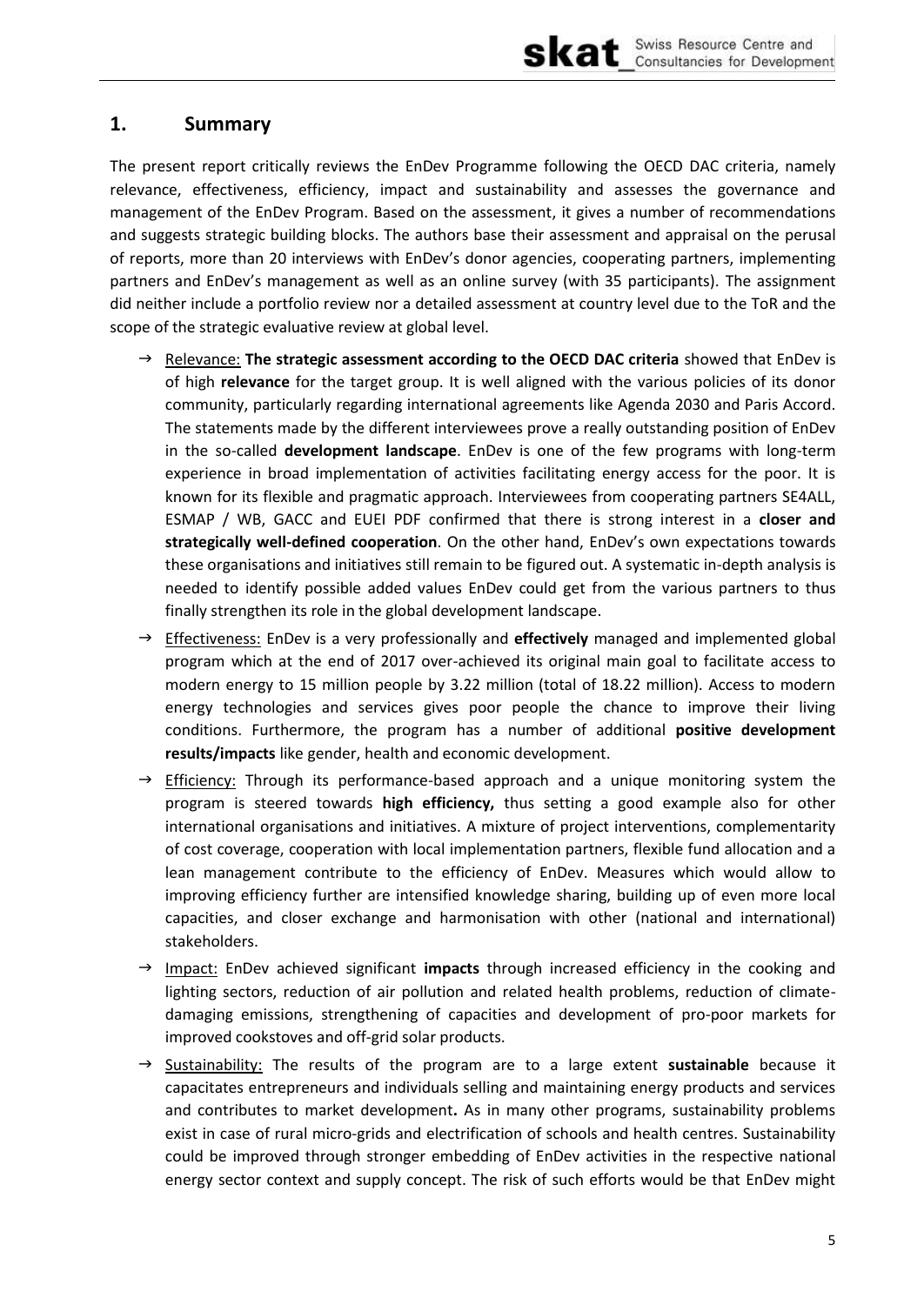## 1. Summary

The present report critically reviews the EnDev Programme following the OECD DAC criteria, namely relevance, effectiveness, efficiency, impact and sustainability and assesses the governance and management of the EnDev Program. Based on the assessment, it gives a number of recommendations and suggests strategic building blocks. The authors base their assessment and appraisal on the perusal of reports, more than 20 interviews with EnDev's donor agencies, cooperating partners, implementing partners and EnDev's management as well as an online survey (with 35 participants). The assignment did neither include a portfolio review nor a detailed assessment at country level due to the ToR and the scope of the strategic evaluative review at global level.

- → Relevance: **The strategic assessment according to the OECD DAC criteria** showed that EnDev is of high **relevance** for the target group. It is well aligned with the various policies of its donor community, particularly regarding international agreements like Agenda 2030 and Paris Accord. The statements made by the different interviewees prove a really outstanding position of EnDev in the so-called **development landscape**. EnDev is one of the few programs with long-term experience in broad implementation of activities facilitating energy access for the poor. It is known for its flexible and pragmatic approach. Interviewees from cooperating partners SE4ALL, ESMAP / WB, GACC and EUEI PDF confirmed that there is strong interest in a **closer and strategically well-defined cooperation**. On the other hand, EnDev's own expectations towards these organisations and initiatives still remain to be figured out. A systematic in-depth analysis is needed to identify possible added values EnDev could get from the various partners to thus finally strengthen its role in the global development landscape.
- → Effectiveness: EnDev is a very professionally and **effectively** managed and implemented global program which at the end of 2017 over-achieved its original main goal to facilitate access to modern energy to 15 million people by 3.22 million (total of 18.22 million). Access to modern energy technologies and services gives poor people the chance to improve their living conditions. Furthermore, the program has a number of additional **positive development results/impacts** like gender, health and economic development.
- → Efficiency: Through its performance-based approach and a unique monitoring system the program is steered towards **high efficiency,** thus setting a good example also for other international organisations and initiatives. A mixture of project interventions, complementarity of cost coverage, cooperation with local implementation partners, flexible fund allocation and a lean management contribute to the efficiency of EnDev. Measures which would allow to improving efficiency further are intensified knowledge sharing, building up of even more local capacities, and closer exchange and harmonisation with other (national and international) stakeholders.
- → Impact: EnDev achieved significant **impacts** through increased efficiency in the cooking and lighting sectors, reduction of air pollution and related health problems, reduction of climate-damaging emissions, strengthening of capacities and development of pro-poor markets for improved cookstoves and off-grid solar products.
- → Sustainability: The results of the program are to a large extent **sustainable** because it capacitates entrepreneurs and individuals selling and maintaining energy products and services and contributes to market development**.** As in many other programs, sustainability problems exist in case of rural micro-grids and electrification of schools and health centres. Sustainability could be improved through stronger embedding of EnDev activities in the respective national energy sector context and supply concept. The risk of such efforts would be that EnDev might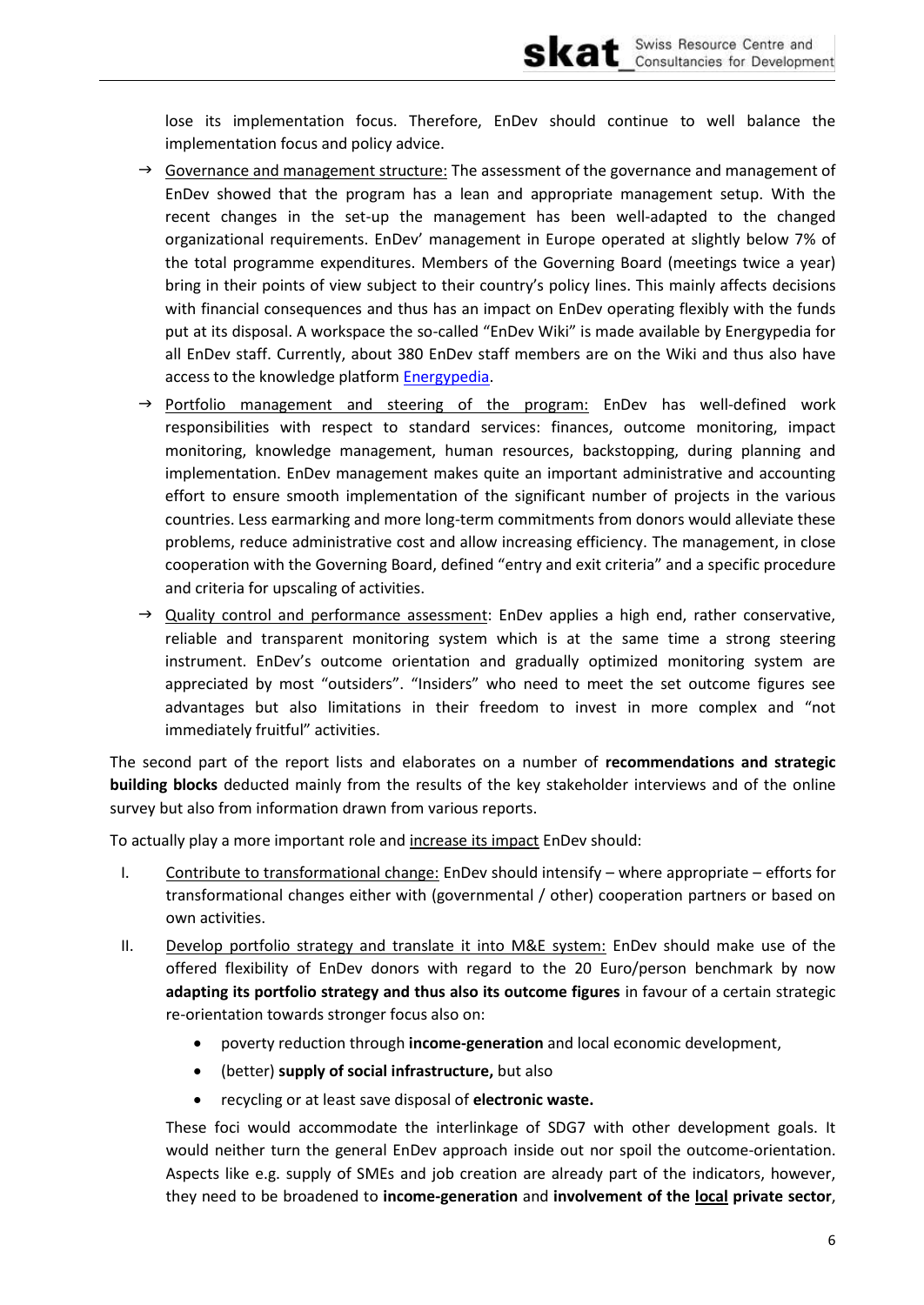lose its implementation focus. Therefore, EnDev should continue to well balance the implementation focus and policy advice.

- → Governance and management structure: The assessment of the governance and management of EnDev showed that the program has a lean and appropriate management setup. With the recent changes in the set-up the management has been well-adapted to the changed organizational requirements. EnDev' management in Europe operated at slightly below 7% of the total programme expenditures. Members of the Governing Board (meetings twice a year) bring in their points of view subject to their country's policy lines. This mainly affects decisions with financial consequences and thus has an impact on EnDev operating flexibly with the funds put at its disposal. A workspace the so-called "EnDev Wiki" is made available by Energypedia for all EnDev staff. Currently, about 380 EnDev staff members are on the Wiki and thus also have access to the knowledge platform Energypedia.
- → Portfolio management and steering of the program: EnDev has well-defined work responsibilities with respect to standard services: finances, outcome monitoring, impact monitoring, knowledge management, human resources, backstopping, during planning and implementation. EnDev management makes quite an important administrative and accounting effort to ensure smooth implementation of the significant number of projects in the various countries. Less earmarking and more long-term commitments from donors would alleviate these problems, reduce administrative cost and allow increasing efficiency. The management, in close cooperation with the Governing Board, defined "entry and exit criteria" and a specific procedure and criteria for upscaling of activities.
- → Quality control and performance assessment: EnDev applies a high end, rather conservative, reliable and transparent monitoring system which is at the same time a strong steering instrument. EnDev's outcome orientation and gradually optimized monitoring system are appreciated by most "outsiders". "Insiders" who need to meet the set outcome figures see advantages but also limitations in their freedom to invest in more complex and "not immediately fruitful" activities.

The second part of the report lists and elaborates on a number of **recommendations and strategic building blocks** deducted mainly from the results of the key stakeholder interviews and of the online survey but also from information drawn from various reports.

To actually play a more important role and increase its impact EnDev should:

I. Contribute to transformational change: EnDev should intensify – where appropriate – efforts for transformational changes either with (governmental / other) cooperation partners or based on own activities.

II. Develop portfolio strategy and translate it into M&E system: EnDev should make use of the offered flexibility of EnDev donors with regard to the 20 Euro/person benchmark by now **adapting its portfolio strategy and thus also its outcome figures** in favour of a certain strategic re-orientation towards stronger focus also on:

- poverty reduction through **income-generation** and local economic development,
- (better) **supply of social infrastructure,** but also
- recycling or at least save disposal of **electronic waste.**

These foci would accommodate the interlinkage of SDG7 with other development goals. It would neither turn the general EnDev approach inside out nor spoil the outcome-orientation. Aspects like e.g. supply of SMEs and job creation are already part of the indicators, however, they need to be broadened to **income-generation** and **involvement of the local private sector**,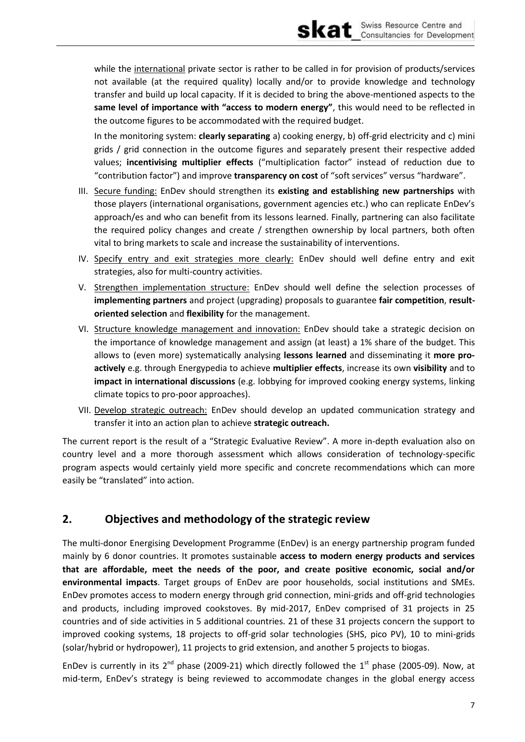while the international private sector is rather to be called in for provision of products/services not available (at the required quality) locally and/or to provide knowledge and technology transfer and build up local capacity. If it is decided to bring the above-mentioned aspects to the **same level of importance with "access to modern energy"**, this would need to be reflected in the outcome figures to be accommodated with the required budget.

In the monitoring system: **clearly separating** a) cooking energy, b) off-grid electricity and c) mini grids / grid connection in the outcome figures and separately present their respective added values; **incentivising multiplier effects** ("multiplication factor" instead of reduction due to "contribution factor") and improve **transparency on cost** of "soft services" versus "hardware".

III. Secure funding: EnDev should strengthen its **existing and establishing new partnerships** with those players (international organisations, government agencies etc.) who can replicate EnDev's approach/es and who can benefit from its lessons learned. Finally, partnering can also facilitate the required policy changes and create / strengthen ownership by local partners, both often vital to bring markets to scale and increase the sustainability of interventions.

IV. Specify entry and exit strategies more clearly: EnDev should well define entry and exit strategies, also for multi-country activities.

V. Strengthen implementation structure: EnDev should well define the selection processes of **implementing partners** and project (upgrading) proposals to guarantee **fair competition**, **result-oriented selection** and **flexibility** for the management.

VI. Structure knowledge management and innovation: EnDev should take a strategic decision on the importance of knowledge management and assign (at least) a 1% share of the budget. This allows to (even more) systematically analysing **lessons learned** and disseminating it **more pro-actively** e.g. through Energypedia to achieve **multiplier effects**, increase its own **visibility** and to **impact in international discussions** (e.g. lobbying for improved cooking energy systems, linking climate topics to pro-poor approaches).

VII. Develop strategic outreach: EnDev should develop an updated communication strategy and transfer it into an action plan to achieve **strategic outreach.**

The current report is the result of a "Strategic Evaluative Review". A more in-depth evaluation also on country level and a more thorough assessment which allows consideration of technology-specific program aspects would certainly yield more specific and concrete recommendations which can more easily be "translated" into action.

## 2. Objectives and methodology of the strategic review

The multi-donor Energising Development Programme (EnDev) is an energy partnership program funded mainly by 6 donor countries. It promotes sustainable **access to modern energy products and services that are affordable, meet the needs of the poor, and create positive economic, social and/or environmental impacts**. Target groups of EnDev are poor households, social institutions and SMEs. EnDev promotes access to modern energy through grid connection, mini-grids and off-grid technologies and products, including improved cookstoves. By mid-2017, EnDev comprised of 31 projects in 25 countries and of side activities in 5 additional countries. 21 of these 31 projects concern the support to improved cooking systems, 18 projects to off-grid solar technologies (SHS, pico PV), 10 to mini-grids (solar/hybrid or hydropower), 11 projects to grid extension, and another 5 projects to biogas.

EnDev is currently in its 2nd phase (2009-21) which directly followed the 1st phase (2005-09). Now, at mid-term, EnDev's strategy is being reviewed to accommodate changes in the global energy access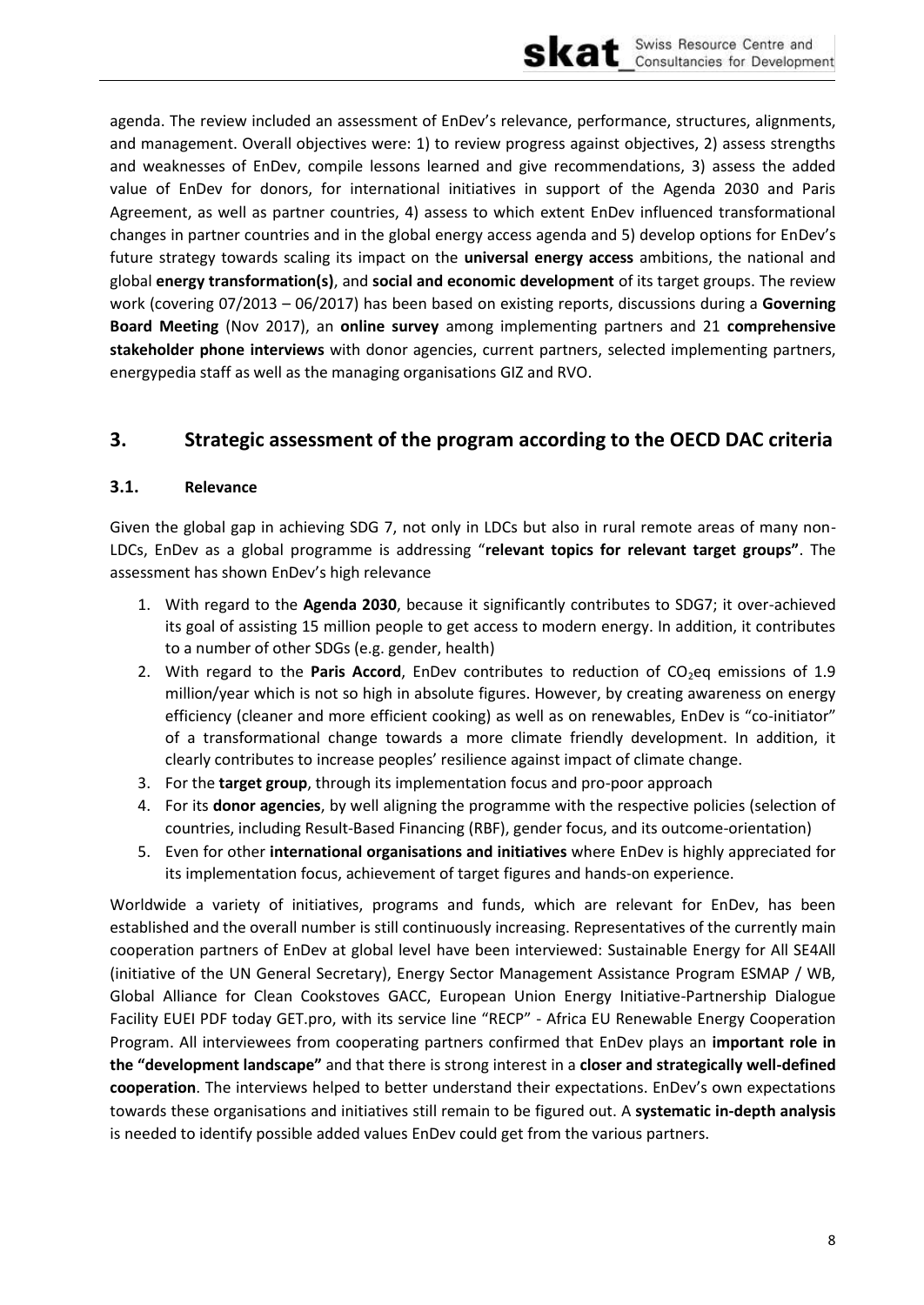agenda. The review included an assessment of EnDev's relevance, performance, structures, alignments, and management. Overall objectives were: 1) to review progress against objectives, 2) assess strengths and weaknesses of EnDev, compile lessons learned and give recommendations, 3) assess the added value of EnDev for donors, for international initiatives in support of the Agenda 2030 and Paris Agreement, as well as partner countries, 4) assess to which extent EnDev influenced transformational changes in partner countries and in the global energy access agenda and 5) develop options for EnDev's future strategy towards scaling its impact on the **universal energy access** ambitions, the national and global **energy transformation(s)**, and **social and economic development** of its target groups. The review work (covering 07/2013 – 06/2017) has been based on existing reports, discussions during a **Governing Board Meeting** (Nov 2017), an **online survey** among implementing partners and 21 **comprehensive stakeholder phone interviews** with donor agencies, current partners, selected implementing partners, energypedia staff as well as the managing organisations GIZ and RVO.

## 3. Strategic assessment of the program according to the OECD DAC criteria

### 3.1. Relevance

Given the global gap in achieving SDG 7, not only in LDCs but also in rural remote areas of many non-LDCs, EnDev as a global programme is addressing "**relevant topics for relevant target groups"**. The assessment has shown EnDev's high relevance

1. With regard to the **Agenda 2030**, because it significantly contributes to SDG7; it over-achieved its goal of assisting 15 million people to get access to modern energy. In addition, it contributes to a number of other SDGs (e.g. gender, health)
2. With regard to the **Paris Accord**, EnDev contributes to reduction of $CO_2$eq emissions of 1.9 million/year which is not so high in absolute figures. However, by creating awareness on energy efficiency (cleaner and more efficient cooking) as well as on renewables, EnDev is "co-initiator" of a transformational change towards a more climate friendly development. In addition, it clearly contributes to increase peoples' resilience against impact of climate change.
3. For the **target group**, through its implementation focus and pro-poor approach
4. For its **donor agencies**, by well aligning the programme with the respective policies (selection of countries, including Result-Based Financing (RBF), gender focus, and its outcome-orientation)
5. Even for other **international organisations and initiatives** where EnDev is highly appreciated for its implementation focus, achievement of target figures and hands-on experience.

Worldwide a variety of initiatives, programs and funds, which are relevant for EnDev, has been established and the overall number is still continuously increasing. Representatives of the currently main cooperation partners of EnDev at global level have been interviewed: Sustainable Energy for All SE4All (initiative of the UN General Secretary), Energy Sector Management Assistance Program ESMAP / WB, Global Alliance for Clean Cookstoves GACC, European Union Energy Initiative-Partnership Dialogue Facility EUEI PDF today GET.pro, with its service line "RECP" - Africa EU Renewable Energy Cooperation Program. All interviewees from cooperating partners confirmed that EnDev plays an **important role in the "development landscape"** and that there is strong interest in a **closer and strategically well-defined cooperation**. The interviews helped to better understand their expectations. EnDev's own expectations towards these organisations and initiatives still remain to be figured out. A **systematic in-depth analysis** is needed to identify possible added values EnDev could get from the various partners.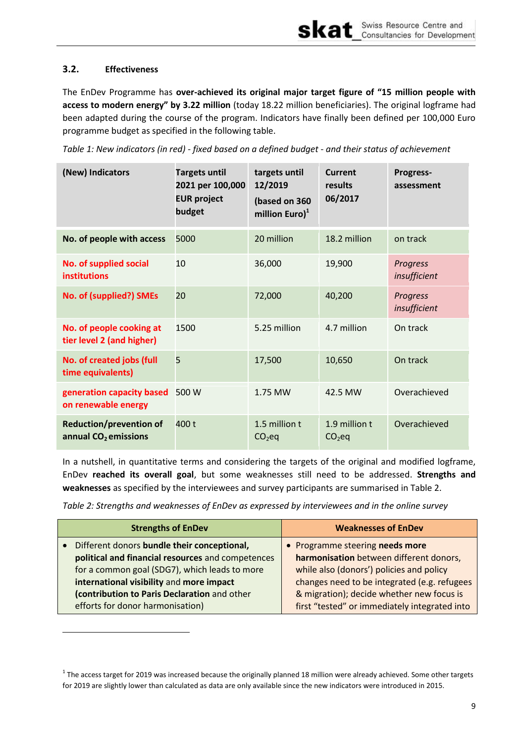### 3.2. Effectiveness

The EnDev Programme has **over-achieved its original major target figure of "15 million people with access to modern energy" by 3.22 million** (today 18.22 million beneficiaries). The original logframe had been adapted during the course of the program. Indicators have finally been defined per 100,000 Euro programme budget as specified in the following table.

*Table 1: New indicators (in red) - fixed based on a defined budget - and their status of achievement*

| (New) Indicators | Targets until 2021 per 100,000 EUR project budget | targets until 12/2019 (based on 360 million Euro)[1] | Current results 06/2017 | Progress-assessment |
|---|---|---|---|---|
| No. of people with access | 5000 | 20 million | 18.2 million | on track |
| No. of supplied social institutions | 10 | 36,000 | 19,900 | *Progress insufficient* |
| No. of (supplied?) SMEs | 20 | 72,000 | 40,200 | *Progress insufficient* |
| No. of people cooking at tier level 2 (and higher) | 1500 | 5.25 million | 4.7 million | On track |
| No. of created jobs (full time equivalents) | 5 | 17,500 | 10,650 | On track |
| generation capacity based on renewable energy | 500 W | 1.75 MW | 42.5 MW | Overachieved |
| Reduction/prevention of annual $CO_2$ emissions | 400 t | 1.5 million t $CO_2eq$ | 1.9 million t $CO_2eq$ | Overachieved |

In a nutshell, in quantitative terms and considering the targets of the original and modified logframe, EnDev **reached its overall goal**, but some weaknesses still need to be addressed. **Strengths and weaknesses** as specified by the interviewees and survey participants are summarised in Table 2.

*Table 2: Strengths and weaknesses of EnDev as expressed by interviewees and in the online survey*

| Strengths of EnDev | Weaknesses of EnDev |
|---|---|
| • Different donors **bundle their conceptional, political and financial resources** and competences for a common goal (SDG7), which leads to more **international visibility** and **more impact (contribution to Paris Declaration** and other efforts for donor harmonisation) | • Programme steering **needs more harmonisation** between different donors, while also (donors') policies and policy changes need to be integrated (e.g. refugees & migration); decide whether new focus is first "tested" or immediately integrated into |

[1] The access target for 2019 was increased because the originally planned 18 million were already achieved. Some other targets for 2019 are slightly lower than calculated as data are only available since the new indicators were introduced in 2015.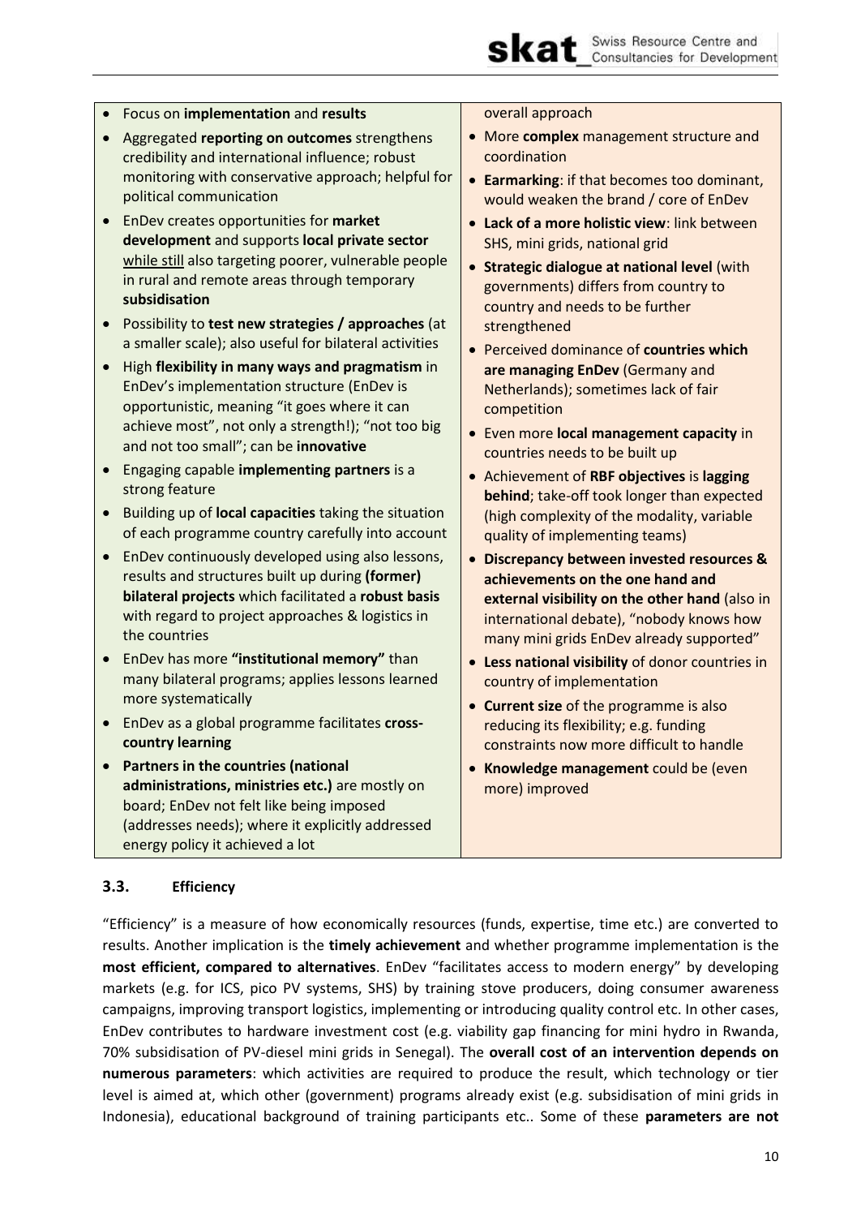| | |
|---|---|
| • Focus on **implementation** and **results**<br>• Aggregated **reporting on outcomes** strengthens credibility and international influence; robust monitoring with conservative approach; helpful for political communication<br>• EnDev creates opportunities for **market development** and supports **local private sector** while still also targeting poorer, vulnerable people in rural and remote areas through temporary **subsidisation**<br>• Possibility to **test new strategies / approaches** (at a smaller scale); also useful for bilateral activities<br>• High **flexibility in many ways and pragmatism** in EnDev's implementation structure (EnDev is opportunistic, meaning "it goes where it can achieve most", not only a strength!); "not too big and not too small"; can be **innovative**<br>• Engaging capable **implementing partners** is a strong feature<br>• Building up of **local capacities** taking the situation of each programme country carefully into account<br>• EnDev continuously developed using also lessons, results and structures built up during **(former) bilateral projects** which facilitated a **robust basis** with regard to project approaches & logistics in the countries<br>• EnDev has more **"institutional memory"** than many bilateral programs; applies lessons learned more systematically<br>• EnDev as a global programme facilitates **cross-country learning**<br>• **Partners in the countries (national administrations, ministries etc.)** are mostly on board; EnDev not felt like being imposed (addresses needs); where it explicitly addressed energy policy it achieved a lot | overall approach<br>• More **complex** management structure and coordination<br>• **Earmarking**: if that becomes too dominant, would weaken the brand / core of EnDev<br>• **Lack of a more holistic view**: link between SHS, mini grids, national grid<br>• **Strategic dialogue at national level** (with governments) differs from country to country and needs to be further strengthened<br>• Perceived dominance of **countries which are managing EnDev** (Germany and Netherlands); sometimes lack of fair competition<br>• Even more **local management capacity** in countries needs to be built up<br>• Achievement of **RBF objectives** is **lagging behind**; take-off took longer than expected (high complexity of the modality, variable quality of implementing teams)<br>• **Discrepancy between invested resources & achievements on the one hand and external visibility on the other hand** (also in international debate), "nobody knows how many mini grids EnDev already supported"<br>• **Less national visibility** of donor countries in country of implementation<br>• **Current size** of the programme is also reducing its flexibility; e.g. funding constraints now more difficult to handle<br>• **Knowledge management** could be (even more) improved |

### 3.3. Efficiency

"Efficiency" is a measure of how economically resources (funds, expertise, time etc.) are converted to results. Another implication is the **timely achievement** and whether programme implementation is the **most efficient, compared to alternatives**. EnDev "facilitates access to modern energy" by developing markets (e.g. for ICS, pico PV systems, SHS) by training stove producers, doing consumer awareness campaigns, improving transport logistics, implementing or introducing quality control etc. In other cases, EnDev contributes to hardware investment cost (e.g. viability gap financing for mini hydro in Rwanda, 70% subsidisation of PV-diesel mini grids in Senegal). The **overall cost of an intervention depends on numerous parameters**: which activities are required to produce the result, which technology or tier level is aimed at, which other (government) programs already exist (e.g. subsidisation of mini grids in Indonesia), educational background of training participants etc.. Some of these **parameters are not**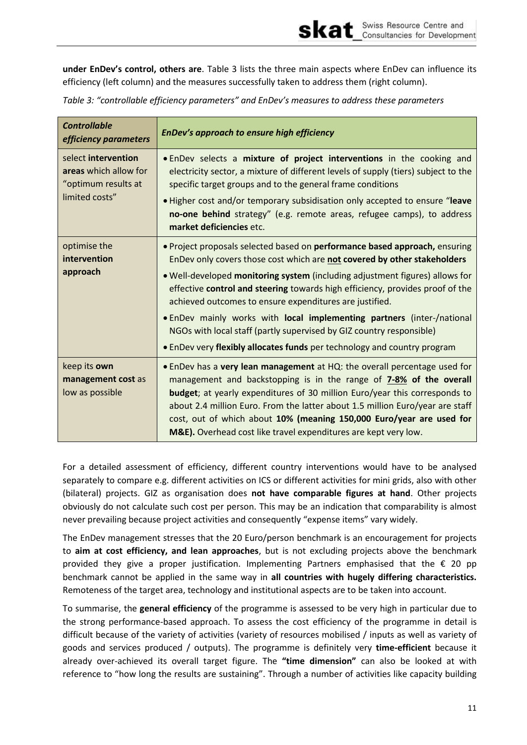**under EnDev's control, others are**. Table 3 lists the three main aspects where EnDev can influence its efficiency (left column) and the measures successfully taken to address them (right column).

*Table 3: "controllable efficiency parameters" and EnDev's measures to address these parameters*

| ***Controllable efficiency parameters*** | ***EnDev's approach to ensure high efficiency*** |
|---|---|
| select **intervention areas** which allow for "optimum results at limited costs" | • EnDev selects a **mixture of project interventions** in the cooking and electricity sector, a mixture of different levels of supply (tiers) subject to the specific target groups and to the general frame conditions<br>• Higher cost and/or temporary subsidisation only accepted to ensure "**leave no-one behind** strategy" (e.g. remote areas, refugee camps), to address **market deficiencies** etc. |
| optimise the **intervention approach** | • Project proposals selected based on **performance based approach,** ensuring EnDev only covers those cost which are **<u>not</u> covered by other stakeholders**<br>• Well-developed **monitoring system** (including adjustment figures) allows for effective **control and steering** towards high efficiency, provides proof of the achieved outcomes to ensure expenditures are justified.<br>• EnDev mainly works with **local implementing partners** (inter-/national NGOs with local staff (partly supervised by GIZ country responsible)<br>• EnDev very **flexibly allocates funds** per technology and country program |
| keep its **own management cost** as low as possible | • EnDev has a **very lean management** at HQ: the overall percentage used for management and backstopping is in the range of **<u>7-8%</u> of the overall budget**; at yearly expenditures of 30 million Euro/year this corresponds to about 2.4 million Euro. From the latter about 1.5 million Euro/year are staff cost, out of which about **10% (meaning 150,000 Euro/year are used for M&E).** Overhead cost like travel expenditures are kept very low. |

For a detailed assessment of efficiency, different country interventions would have to be analysed separately to compare e.g. different activities on ICS or different activities for mini grids, also with other (bilateral) projects. GIZ as organisation does **not have comparable figures at hand**. Other projects obviously do not calculate such cost per person. This may be an indication that comparability is almost never prevailing because project activities and consequently "expense items" vary widely.

The EnDev management stresses that the 20 Euro/person benchmark is an encouragement for projects to **aim at cost efficiency, and lean approaches**, but is not excluding projects above the benchmark provided they give a proper justification. Implementing Partners emphasised that the € 20 pp benchmark cannot be applied in the same way in **all countries with hugely differing characteristics.** Remoteness of the target area, technology and institutional aspects are to be taken into account.

To summarise, the **general efficiency** of the programme is assessed to be very high in particular due to the strong performance-based approach. To assess the cost efficiency of the programme in detail is difficult because of the variety of activities (variety of resources mobilised / inputs as well as variety of goods and services produced / outputs). The programme is definitely very **time-efficient** because it already over-achieved its overall target figure. The **"time dimension"** can also be looked at with reference to "how long the results are sustaining". Through a number of activities like capacity building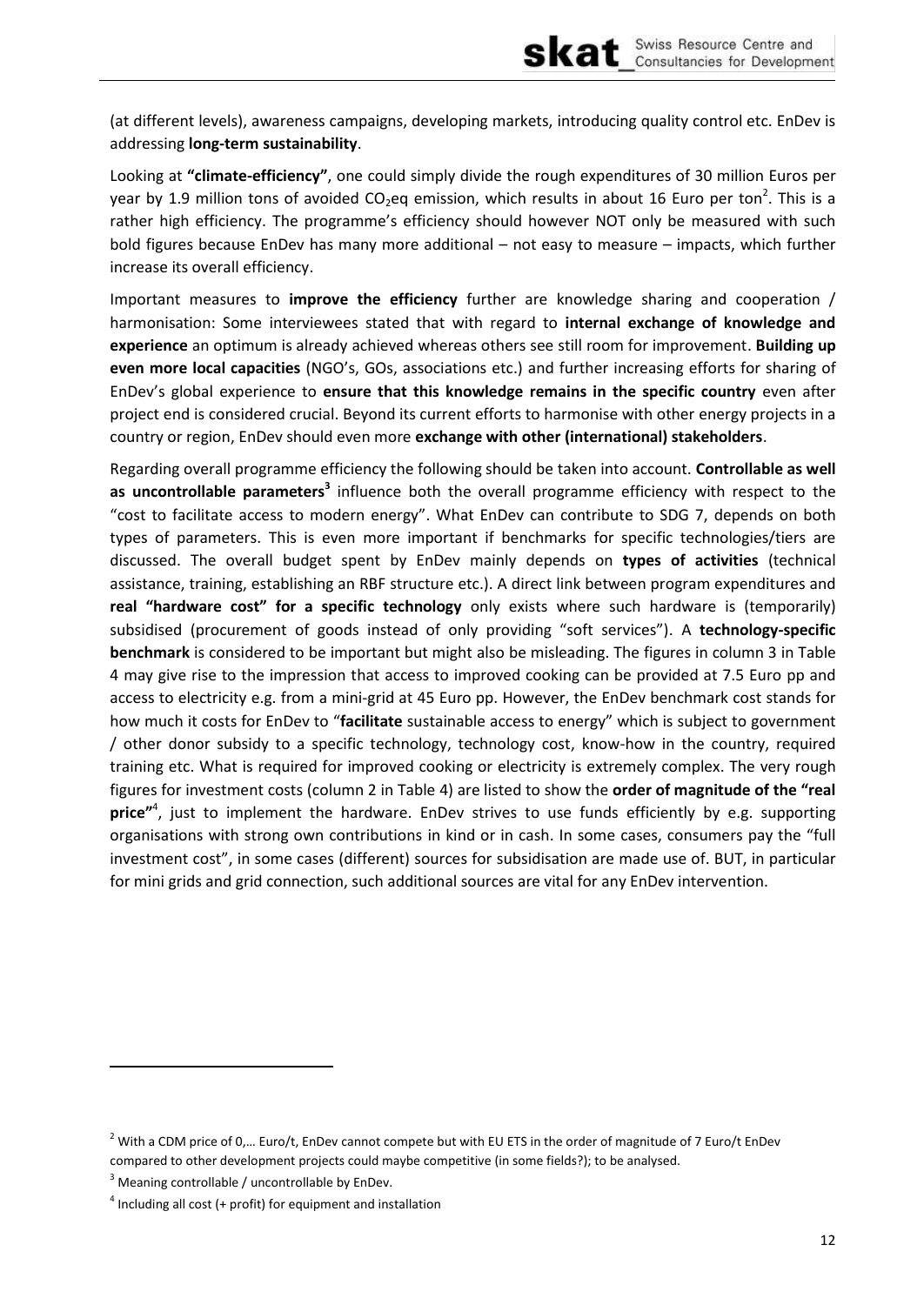(at different levels), awareness campaigns, developing markets, introducing quality control etc. EnDev is addressing **long-term sustainability**.

Looking at **"climate-efficiency"**, one could simply divide the rough expenditures of 30 million Euros per year by 1.9 million tons of avoided $CO_2$eq emission, which results in about 16 Euro per ton[2]. This is a rather high efficiency. The programme's efficiency should however NOT only be measured with such bold figures because EnDev has many more additional – not easy to measure – impacts, which further increase its overall efficiency.

Important measures to **improve the efficiency** further are knowledge sharing and cooperation / harmonisation: Some interviewees stated that with regard to **internal exchange of knowledge and experience** an optimum is already achieved whereas others see still room for improvement. **Building up even more local capacities** (NGO's, GOs, associations etc.) and further increasing efforts for sharing of EnDev's global experience to **ensure that this knowledge remains in the specific country** even after project end is considered crucial. Beyond its current efforts to harmonise with other energy projects in a country or region, EnDev should even more **exchange with other (international) stakeholders**.

Regarding overall programme efficiency the following should be taken into account. **Controllable as well as uncontrollable parameters**[3] influence both the overall programme efficiency with respect to the "cost to facilitate access to modern energy". What EnDev can contribute to SDG 7, depends on both types of parameters. This is even more important if benchmarks for specific technologies/tiers are discussed. The overall budget spent by EnDev mainly depends on **types of activities** (technical assistance, training, establishing an RBF structure etc.). A direct link between program expenditures and **real "hardware cost" for a specific technology** only exists where such hardware is (temporarily) subsidised (procurement of goods instead of only providing "soft services"). A **technology-specific benchmark** is considered to be important but might also be misleading. The figures in column 3 in Table 4 may give rise to the impression that access to improved cooking can be provided at 7.5 Euro pp and access to electricity e.g. from a mini-grid at 45 Euro pp. However, the EnDev benchmark cost stands for how much it costs for EnDev to "**facilitate** sustainable access to energy" which is subject to government / other donor subsidy to a specific technology, technology cost, know-how in the country, required training etc. What is required for improved cooking or electricity is extremely complex. The very rough figures for investment costs (column 2 in Table 4) are listed to show the **order of magnitude of the "real price"**[4], just to implement the hardware. EnDev strives to use funds efficiently by e.g. supporting organisations with strong own contributions in kind or in cash. In some cases, consumers pay the "full investment cost", in some cases (different) sources for subsidisation are made use of. BUT, in particular for mini grids and grid connection, such additional sources are vital for any EnDev intervention.

---

[2] With a CDM price of 0,… Euro/t, EnDev cannot compete but with EU ETS in the order of magnitude of 7 Euro/t EnDev compared to other development projects could maybe competitive (in some fields?); to be analysed.

[3] Meaning controllable / uncontrollable by EnDev.

[4] Including all cost (+ profit) for equipment and installation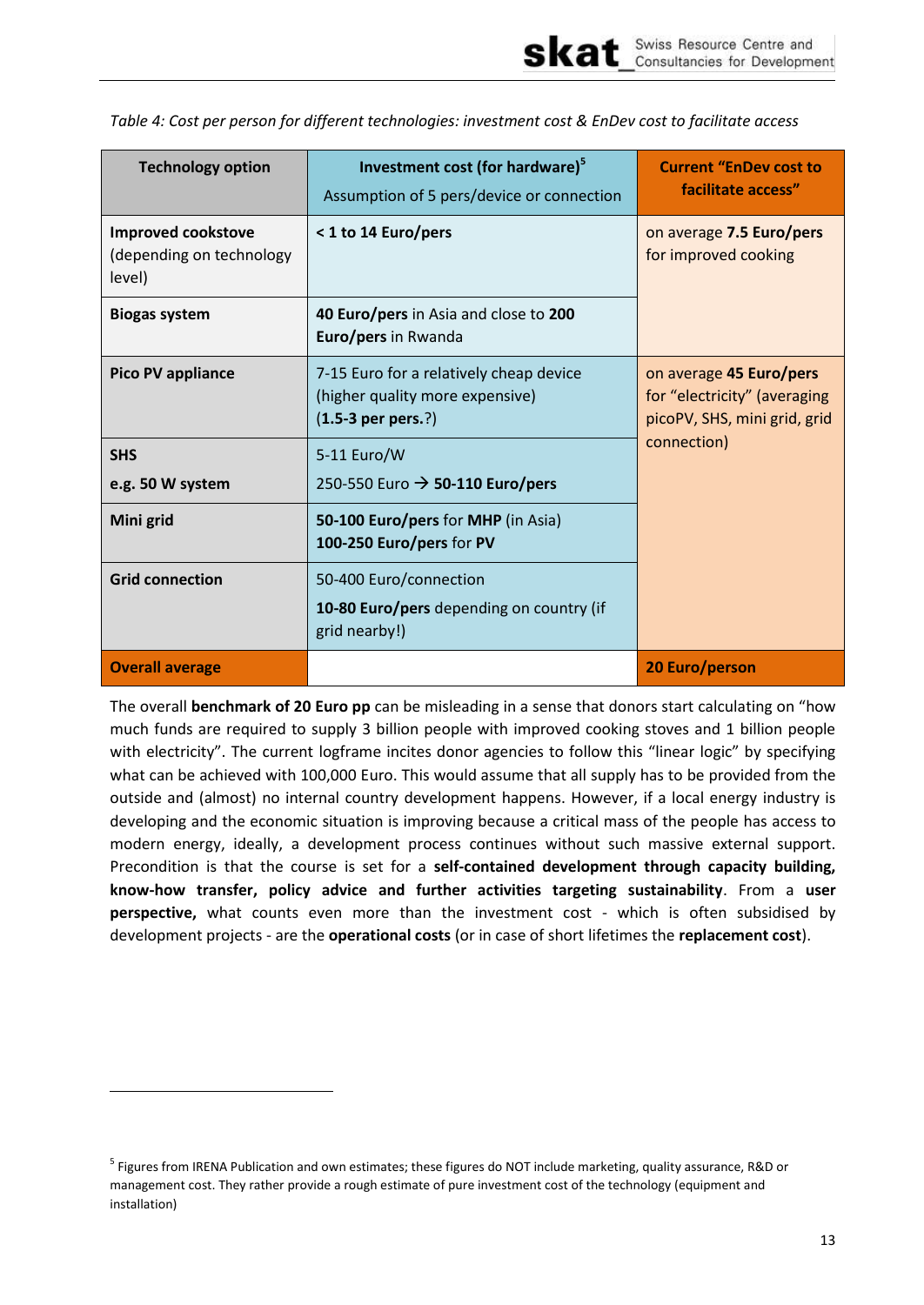*Table 4: Cost per person for different technologies: investment cost & EnDev cost to facilitate access*

| Technology option | Investment cost (for hardware)[5] Assumption of 5 pers/device or connection | Current "EnDev cost to facilitate access" |
|---|---|---|
| **Improved cookstove** (depending on technology level) | **< 1 to 14 Euro/pers** | on average **7.5 Euro/pers** for improved cooking |
| **Biogas system** | **40 Euro/pers** in Asia and close to **200 Euro/pers** in Rwanda | |
| **Pico PV appliance** | 7-15 Euro for a relatively cheap device (higher quality more expensive) (**1.5-3 per pers.**?) | on average **45 Euro/pers** for "electricity" (averaging picoPV, SHS, mini grid, grid connection) |
| **SHS** e.g. 50 W system | 5-11 Euro/W 250-550 Euro → **50-110 Euro/pers** | |
| **Mini grid** | **50-100 Euro/pers** for **MHP** (in Asia) **100-250 Euro/pers** for **PV** | |
| **Grid connection** | 50-400 Euro/connection **10-80 Euro/pers** depending on country (if grid nearby!) | |
| **Overall average** | | **20 Euro/person** |

The overall **benchmark of 20 Euro pp** can be misleading in a sense that donors start calculating on "how much funds are required to supply 3 billion people with improved cooking stoves and 1 billion people with electricity". The current logframe incites donor agencies to follow this "linear logic" by specifying what can be achieved with 100,000 Euro. This would assume that all supply has to be provided from the outside and (almost) no internal country development happens. However, if a local energy industry is developing and the economic situation is improving because a critical mass of the people has access to modern energy, ideally, a development process continues without such massive external support. Precondition is that the course is set for a **self-contained development through capacity building, know-how transfer, policy advice and further activities targeting sustainability**. From a **user perspective,** what counts even more than the investment cost - which is often subsidised by development projects - are the **operational costs** (or in case of short lifetimes the **replacement cost**).

[5] Figures from IRENA Publication and own estimates; these figures do NOT include marketing, quality assurance, R&D or management cost. They rather provide a rough estimate of pure investment cost of the technology (equipment and installation)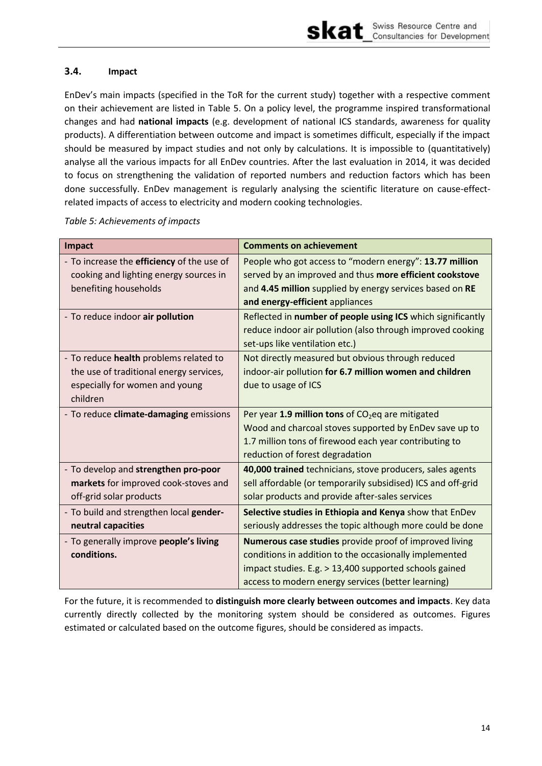### 3.4. Impact

EnDev's main impacts (specified in the ToR for the current study) together with a respective comment on their achievement are listed in Table 5. On a policy level, the programme inspired transformational changes and had **national impacts** (e.g. development of national ICS standards, awareness for quality products). A differentiation between outcome and impact is sometimes difficult, especially if the impact should be measured by impact studies and not only by calculations. It is impossible to (quantitatively) analyse all the various impacts for all EnDev countries. After the last evaluation in 2014, it was decided to focus on strengthening the validation of reported numbers and reduction factors which has been done successfully. EnDev management is regularly analysing the scientific literature on cause-effect-related impacts of access to electricity and modern cooking technologies.

*Table 5: Achievements of impacts*

| Impact | Comments on achievement |
|---|---|
| - To increase the **efficiency** of the use of cooking and lighting energy sources in benefiting households | People who got access to "modern energy": **13.77 million** served by an improved and thus **more efficient cookstove** and **4.45 million** supplied by energy services based on **RE and energy-efficient** appliances |
| - To reduce indoor **air pollution** | Reflected in **number of people using ICS** which significantly reduce indoor air pollution (also through improved cooking set-ups like ventilation etc.) |
| - To reduce **health** problems related to the use of traditional energy services, especially for women and young children | Not directly measured but obvious through reduced indoor-air pollution **for 6.7 million women and children** due to usage of ICS |
| - To reduce **climate-damaging** emissions | Per year **1.9 million tons** of $CO_2$eq are mitigated<br>Wood and charcoal stoves supported by EnDev save up to 1.7 million tons of firewood each year contributing to reduction of forest degradation |
| - To develop and **strengthen pro-poor markets** for improved cook-stoves and off-grid solar products | **40,000 trained** technicians, stove producers, sales agents sell affordable (or temporarily subsidised) ICS and off-grid solar products and provide after-sales services |
| - To build and strengthen local **gender-neutral capacities** | **Selective studies in Ethiopia and Kenya** show that EnDev seriously addresses the topic although more could be done |
| - To generally improve **people's living conditions.** | **Numerous case studies** provide proof of improved living conditions in addition to the occasionally implemented impact studies. E.g. > 13,400 supported schools gained access to modern energy services (better learning) |

For the future, it is recommended to **distinguish more clearly between outcomes and impacts**. Key data currently directly collected by the monitoring system should be considered as outcomes. Figures estimated or calculated based on the outcome figures, should be considered as impacts.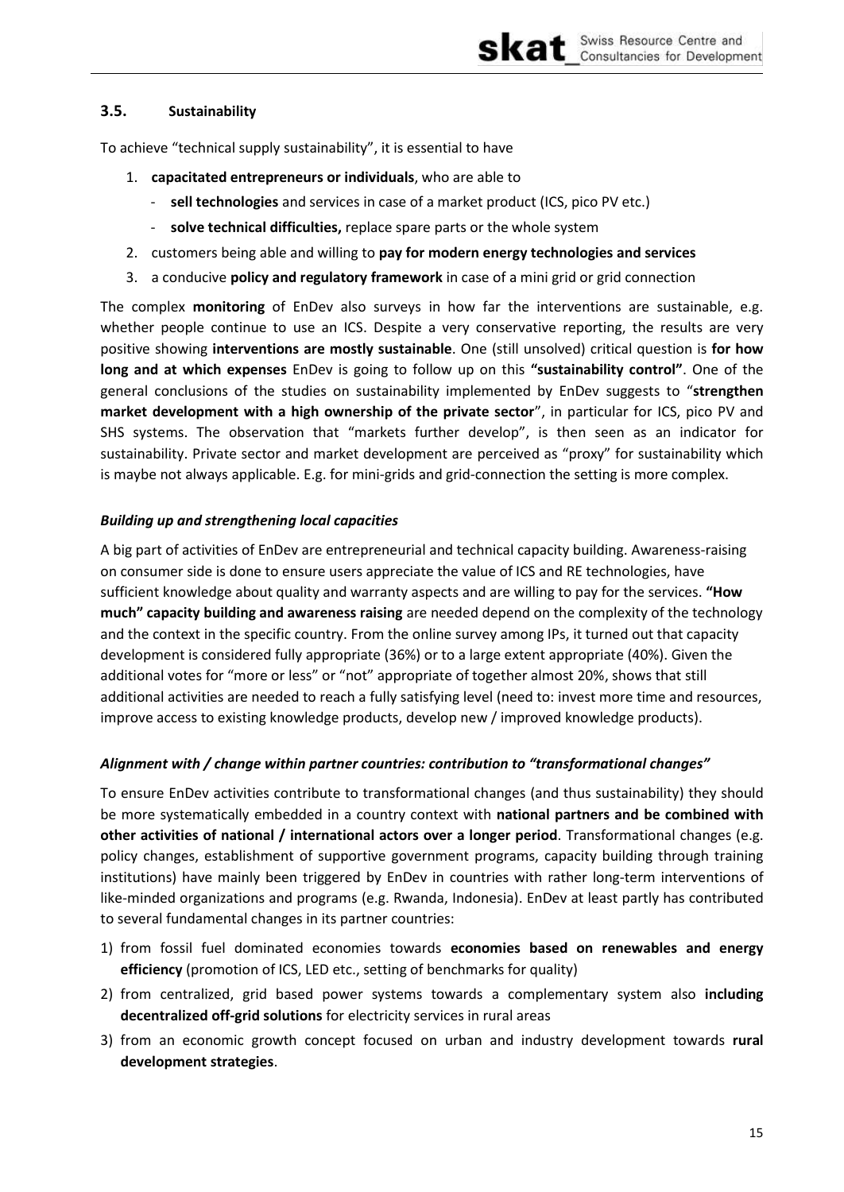### 3.5. Sustainability

To achieve "technical supply sustainability", it is essential to have

1. **capacitated entrepreneurs or individuals**, who are able to
   - **sell technologies** and services in case of a market product (ICS, pico PV etc.)
   - **solve technical difficulties,** replace spare parts or the whole system
2. customers being able and willing to **pay for modern energy technologies and services**
3. a conducive **policy and regulatory framework** in case of a mini grid or grid connection

The complex **monitoring** of EnDev also surveys in how far the interventions are sustainable, e.g. whether people continue to use an ICS. Despite a very conservative reporting, the results are very positive showing **interventions are mostly sustainable**. One (still unsolved) critical question is **for how long and at which expenses** EnDev is going to follow up on this **"sustainability control"**. One of the general conclusions of the studies on sustainability implemented by EnDev suggests to "**strengthen market development with a high ownership of the private sector**", in particular for ICS, pico PV and SHS systems. The observation that "markets further develop", is then seen as an indicator for sustainability. Private sector and market development are perceived as "proxy" for sustainability which is maybe not always applicable. E.g. for mini-grids and grid-connection the setting is more complex.

#### *Building up and strengthening local capacities*

A big part of activities of EnDev are entrepreneurial and technical capacity building. Awareness-raising on consumer side is done to ensure users appreciate the value of ICS and RE technologies, have sufficient knowledge about quality and warranty aspects and are willing to pay for the services. **"How much" capacity building and awareness raising** are needed depend on the complexity of the technology and the context in the specific country. From the online survey among IPs, it turned out that capacity development is considered fully appropriate (36%) or to a large extent appropriate (40%). Given the additional votes for "more or less" or "not" appropriate of together almost 20%, shows that still additional activities are needed to reach a fully satisfying level (need to: invest more time and resources, improve access to existing knowledge products, develop new / improved knowledge products).

#### *Alignment with / change within partner countries: contribution to "transformational changes"*

To ensure EnDev activities contribute to transformational changes (and thus sustainability) they should be more systematically embedded in a country context with **national partners and be combined with other activities of national / international actors over a longer period**. Transformational changes (e.g. policy changes, establishment of supportive government programs, capacity building through training institutions) have mainly been triggered by EnDev in countries with rather long-term interventions of like-minded organizations and programs (e.g. Rwanda, Indonesia). EnDev at least partly has contributed to several fundamental changes in its partner countries:

1) from fossil fuel dominated economies towards **economies based on renewables and energy efficiency** (promotion of ICS, LED etc., setting of benchmarks for quality)
2) from centralized, grid based power systems towards a complementary system also **including decentralized off-grid solutions** for electricity services in rural areas
3) from an economic growth concept focused on urban and industry development towards **rural development strategies**.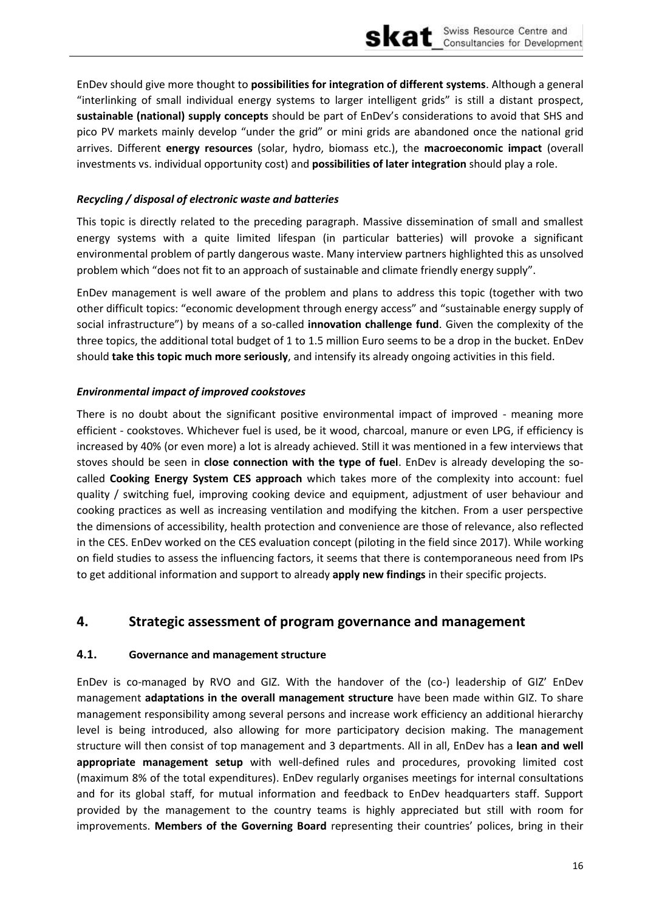EnDev should give more thought to **possibilities for integration of different systems**. Although a general "interlinking of small individual energy systems to larger intelligent grids" is still a distant prospect, **sustainable (national) supply concepts** should be part of EnDev's considerations to avoid that SHS and pico PV markets mainly develop "under the grid" or mini grids are abandoned once the national grid arrives. Different **energy resources** (solar, hydro, biomass etc.), the **macroeconomic impact** (overall investments vs. individual opportunity cost) and **possibilities of later integration** should play a role.

***Recycling / disposal of electronic waste and batteries***

This topic is directly related to the preceding paragraph. Massive dissemination of small and smallest energy systems with a quite limited lifespan (in particular batteries) will provoke a significant environmental problem of partly dangerous waste. Many interview partners highlighted this as unsolved problem which "does not fit to an approach of sustainable and climate friendly energy supply".

EnDev management is well aware of the problem and plans to address this topic (together with two other difficult topics: "economic development through energy access" and "sustainable energy supply of social infrastructure") by means of a so-called **innovation challenge fund**. Given the complexity of the three topics, the additional total budget of 1 to 1.5 million Euro seems to be a drop in the bucket. EnDev should **take this topic much more seriously**, and intensify its already ongoing activities in this field.

***Environmental impact of improved cookstoves***

There is no doubt about the significant positive environmental impact of improved - meaning more efficient - cookstoves. Whichever fuel is used, be it wood, charcoal, manure or even LPG, if efficiency is increased by 40% (or even more) a lot is already achieved. Still it was mentioned in a few interviews that stoves should be seen in **close connection with the type of fuel**. EnDev is already developing the so-called **Cooking Energy System CES approach** which takes more of the complexity into account: fuel quality / switching fuel, improving cooking device and equipment, adjustment of user behaviour and cooking practices as well as increasing ventilation and modifying the kitchen. From a user perspective the dimensions of accessibility, health protection and convenience are those of relevance, also reflected in the CES. EnDev worked on the CES evaluation concept (piloting in the field since 2017). While working on field studies to assess the influencing factors, it seems that there is contemporaneous need from IPs to get additional information and support to already **apply new findings** in their specific projects.

## 4. Strategic assessment of program governance and management

### 4.1. Governance and management structure

EnDev is co-managed by RVO and GIZ. With the handover of the (co-) leadership of GIZ' EnDev management **adaptations in the overall management structure** have been made within GIZ. To share management responsibility among several persons and increase work efficiency an additional hierarchy level is being introduced, also allowing for more participatory decision making. The management structure will then consist of top management and 3 departments. All in all, EnDev has a **lean and well appropriate management setup** with well-defined rules and procedures, provoking limited cost (maximum 8% of the total expenditures). EnDev regularly organises meetings for internal consultations and for its global staff, for mutual information and feedback to EnDev headquarters staff. Support provided by the management to the country teams is highly appreciated but still with room for improvements. **Members of the Governing Board** representing their countries' polices, bring in their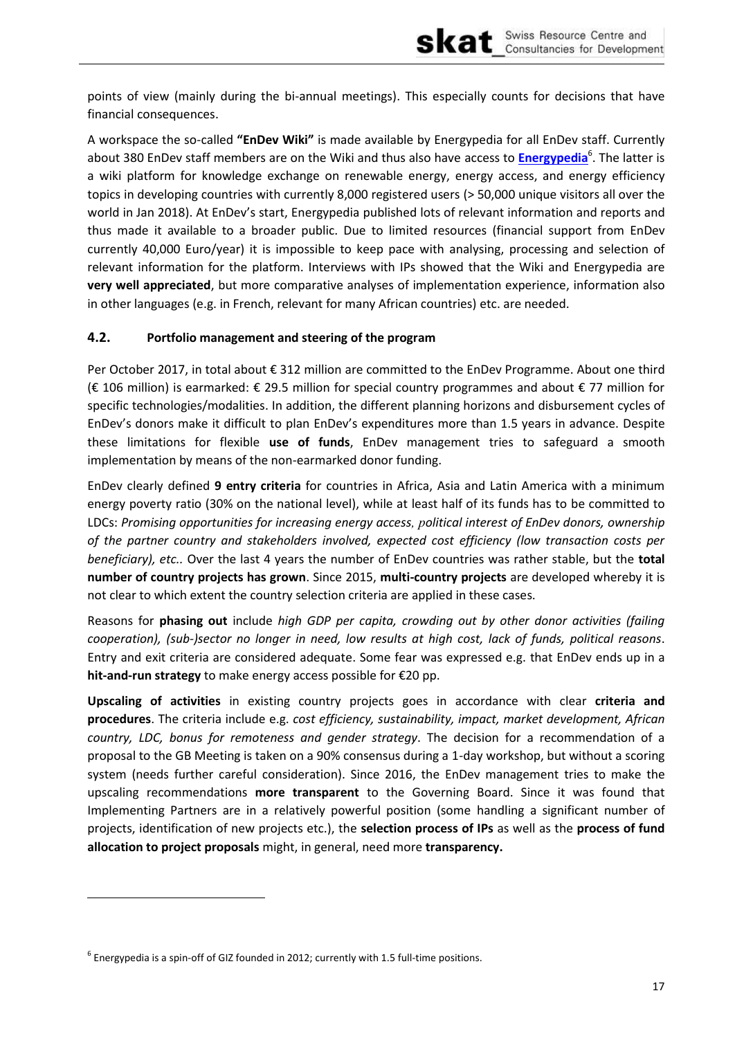points of view (mainly during the bi-annual meetings). This especially counts for decisions that have financial consequences.

A workspace the so-called **"EnDev Wiki"** is made available by Energypedia for all EnDev staff. Currently about 380 EnDev staff members are on the Wiki and thus also have access to **Energypedia**[6]. The latter is a wiki platform for knowledge exchange on renewable energy, energy access, and energy efficiency topics in developing countries with currently 8,000 registered users (> 50,000 unique visitors all over the world in Jan 2018). At EnDev's start, Energypedia published lots of relevant information and reports and thus made it available to a broader public. Due to limited resources (financial support from EnDev currently 40,000 Euro/year) it is impossible to keep pace with analysing, processing and selection of relevant information for the platform. Interviews with IPs showed that the Wiki and Energypedia are **very well appreciated**, but more comparative analyses of implementation experience, information also in other languages (e.g. in French, relevant for many African countries) etc. are needed.

### 4.2. Portfolio management and steering of the program

Per October 2017, in total about € 312 million are committed to the EnDev Programme. About one third (€ 106 million) is earmarked: € 29.5 million for special country programmes and about € 77 million for specific technologies/modalities. In addition, the different planning horizons and disbursement cycles of EnDev's donors make it difficult to plan EnDev's expenditures more than 1.5 years in advance. Despite these limitations for flexible **use of funds**, EnDev management tries to safeguard a smooth implementation by means of the non-earmarked donor funding.

EnDev clearly defined **9 entry criteria** for countries in Africa, Asia and Latin America with a minimum energy poverty ratio (30% on the national level), while at least half of its funds has to be committed to LDCs: *Promising opportunities for increasing energy access, political interest of EnDev donors, ownership of the partner country and stakeholders involved, expected cost efficiency (low transaction costs per beneficiary), etc..* Over the last 4 years the number of EnDev countries was rather stable, but the **total number of country projects has grown**. Since 2015, **multi-country projects** are developed whereby it is not clear to which extent the country selection criteria are applied in these cases.

Reasons for **phasing out** include *high GDP per capita, crowding out by other donor activities (failing cooperation), (sub-)sector no longer in need, low results at high cost, lack of funds, political reasons*. Entry and exit criteria are considered adequate. Some fear was expressed e.g. that EnDev ends up in a **hit-and-run strategy** to make energy access possible for €20 pp.

**Upscaling of activities** in existing country projects goes in accordance with clear **criteria and procedures**. The criteria include e.g. *cost efficiency, sustainability, impact, market development, African country, LDC, bonus for remoteness and gender strategy*. The decision for a recommendation of a proposal to the GB Meeting is taken on a 90% consensus during a 1-day workshop, but without a scoring system (needs further careful consideration). Since 2016, the EnDev management tries to make the upscaling recommendations **more transparent** to the Governing Board. Since it was found that Implementing Partners are in a relatively powerful position (some handling a significant number of projects, identification of new projects etc.), the **selection process of IPs** as well as the **process of fund allocation to project proposals** might, in general, need more **transparency.**

[6] Energypedia is a spin-off of GIZ founded in 2012; currently with 1.5 full-time positions.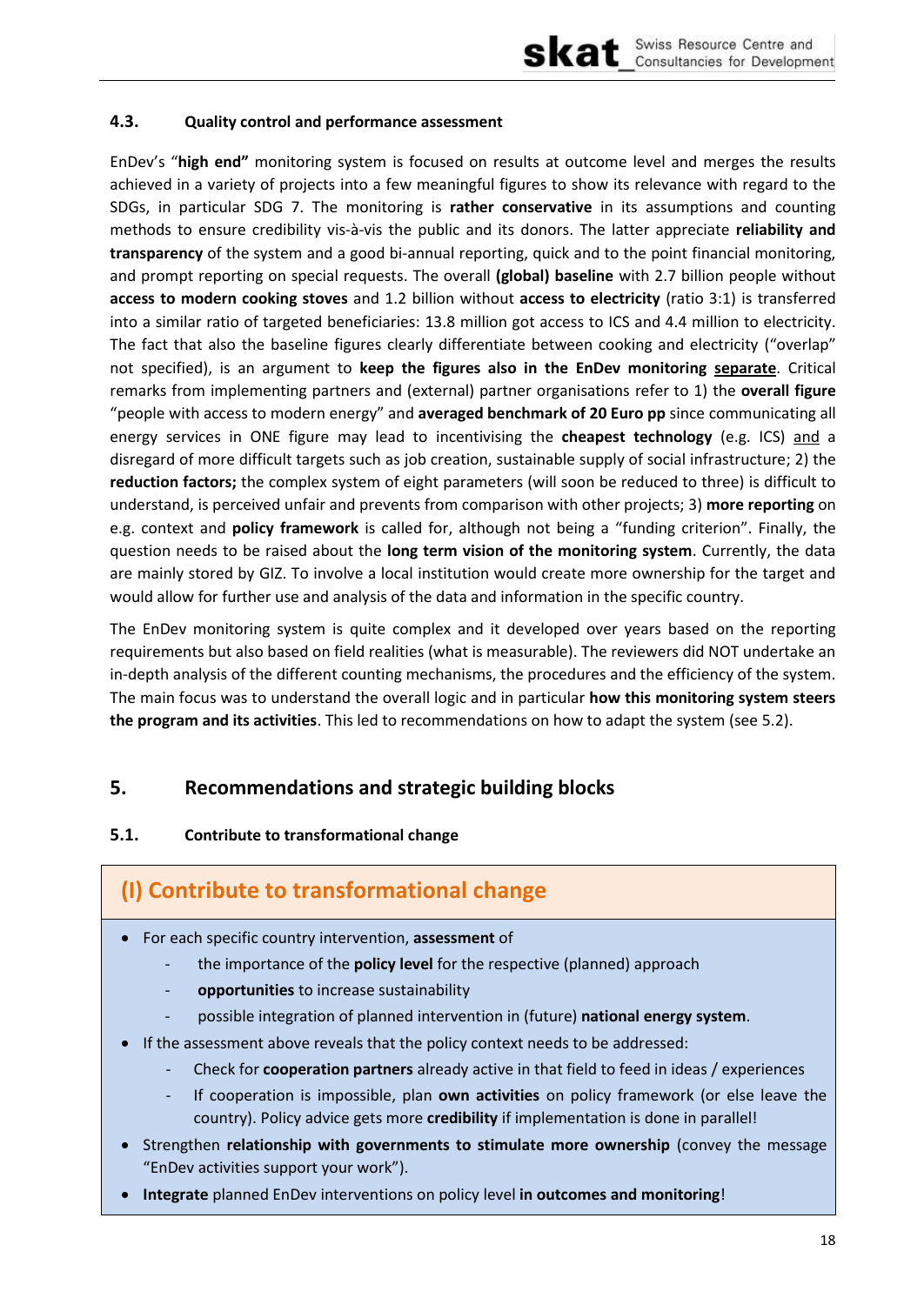### 4.3. Quality control and performance assessment

EnDev's "**high end"** monitoring system is focused on results at outcome level and merges the results achieved in a variety of projects into a few meaningful figures to show its relevance with regard to the SDGs, in particular SDG 7. The monitoring is **rather conservative** in its assumptions and counting methods to ensure credibility vis-à-vis the public and its donors. The latter appreciate **reliability and transparency** of the system and a good bi-annual reporting, quick and to the point financial monitoring, and prompt reporting on special requests. The overall **(global) baseline** with 2.7 billion people without **access to modern cooking stoves** and 1.2 billion without **access to electricity** (ratio 3:1) is transferred into a similar ratio of targeted beneficiaries: 13.8 million got access to ICS and 4.4 million to electricity. The fact that also the baseline figures clearly differentiate between cooking and electricity ("overlap" not specified), is an argument to **keep the figures also in the EnDev monitoring** <u>**separate**</u>. Critical remarks from implementing partners and (external) partner organisations refer to 1) the **overall figure** "people with access to modern energy" and **averaged benchmark of 20 Euro pp** since communicating all energy services in ONE figure may lead to incentivising the **cheapest technology** (e.g. ICS) <u>and</u> a disregard of more difficult targets such as job creation, sustainable supply of social infrastructure; 2) the **reduction factors;** the complex system of eight parameters (will soon be reduced to three) is difficult to understand, is perceived unfair and prevents from comparison with other projects; 3) **more reporting** on e.g. context and **policy framework** is called for, although not being a "funding criterion". Finally, the question needs to be raised about the **long term vision of the monitoring system**. Currently, the data are mainly stored by GIZ. To involve a local institution would create more ownership for the target and would allow for further use and analysis of the data and information in the specific country.

The EnDev monitoring system is quite complex and it developed over years based on the reporting requirements but also based on field realities (what is measurable). The reviewers did NOT undertake an in-depth analysis of the different counting mechanisms, the procedures and the efficiency of the system. The main focus was to understand the overall logic and in particular **how this monitoring system steers the program and its activities**. This led to recommendations on how to adapt the system (see 5.2).

## 5. Recommendations and strategic building blocks

### 5.1. Contribute to transformational change

**(I) Contribute to transformational change**

- For each specific country intervention, **assessment** of
  - the importance of the **policy level** for the respective (planned) approach
  - **opportunities** to increase sustainability
  - possible integration of planned intervention in (future) **national energy system**.
- If the assessment above reveals that the policy context needs to be addressed:
  - Check for **cooperation partners** already active in that field to feed in ideas / experiences
  - If cooperation is impossible, plan **own activities** on policy framework (or else leave the country). Policy advice gets more **credibility** if implementation is done in parallel!
- Strengthen **relationship with governments to stimulate more ownership** (convey the message "EnDev activities support your work").
- **Integrate** planned EnDev interventions on policy level **in outcomes and monitoring**!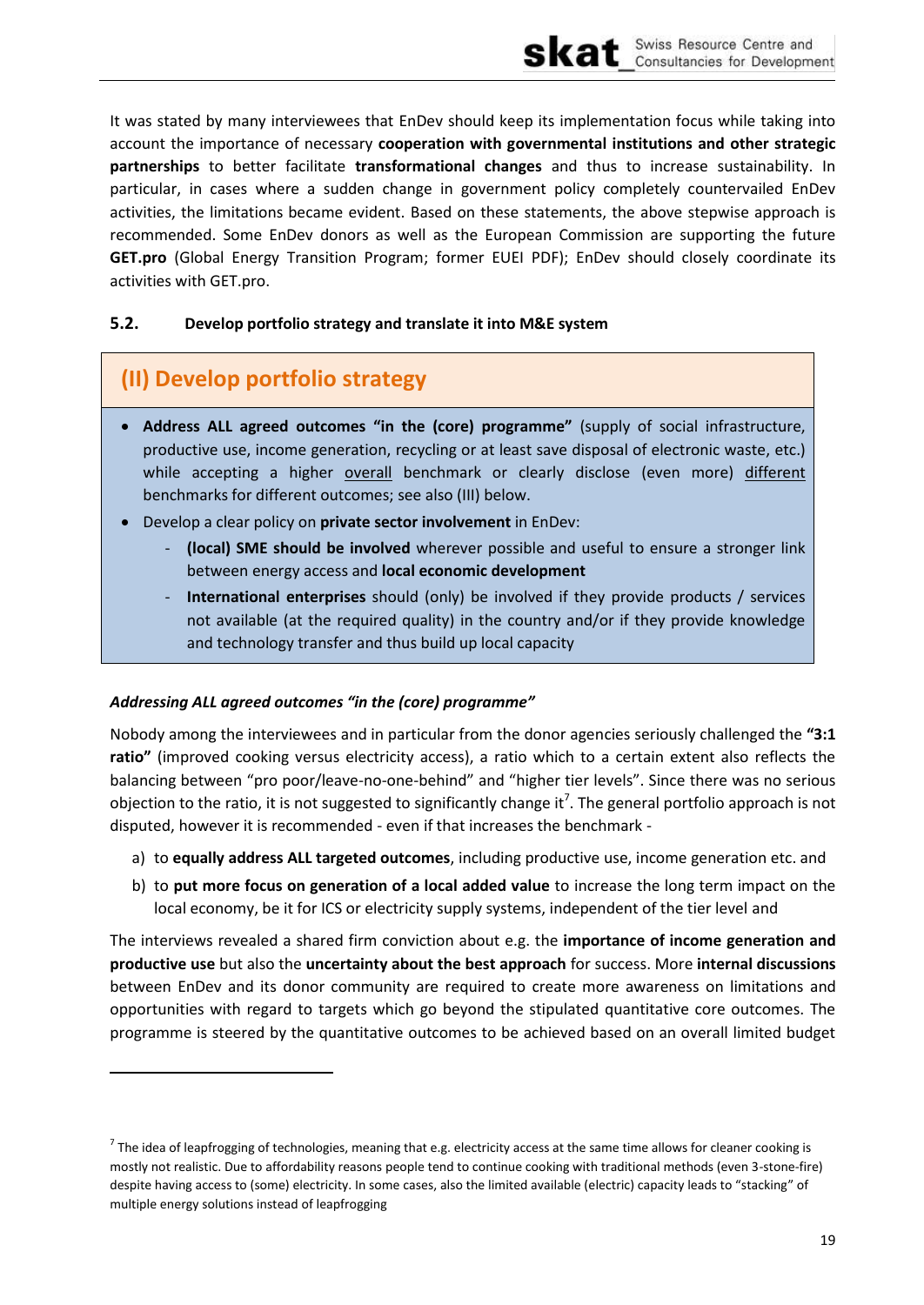It was stated by many interviewees that EnDev should keep its implementation focus while taking into account the importance of necessary **cooperation with governmental institutions and other strategic partnerships** to better facilitate **transformational changes** and thus to increase sustainability. In particular, in cases where a sudden change in government policy completely countervailed EnDev activities, the limitations became evident. Based on these statements, the above stepwise approach is recommended. Some EnDev donors as well as the European Commission are supporting the future **GET.pro** (Global Energy Transition Program; former EUEI PDF); EnDev should closely coordinate its activities with GET.pro.

### 5.2. Develop portfolio strategy and translate it into M&E system

> **(II) Develop portfolio strategy**
>
> - **Address ALL agreed outcomes "in the (core) programme"** (supply of social infrastructure, productive use, income generation, recycling or at least save disposal of electronic waste, etc.) while accepting a higher overall benchmark or clearly disclose (even more) different benchmarks for different outcomes; see also (III) below.
> - Develop a clear policy on **private sector involvement** in EnDev:
>   - **(local) SME should be involved** wherever possible and useful to ensure a stronger link between energy access and **local economic development**
>   - **International enterprises** should (only) be involved if they provide products / services not available (at the required quality) in the country and/or if they provide knowledge and technology transfer and thus build up local capacity

***Addressing ALL agreed outcomes "in the (core) programme"***

Nobody among the interviewees and in particular from the donor agencies seriously challenged the **"3:1 ratio"** (improved cooking versus electricity access), a ratio which to a certain extent also reflects the balancing between "pro poor/leave-no-one-behind" and "higher tier levels". Since there was no serious objection to the ratio, it is not suggested to significantly change it[7]. The general portfolio approach is not disputed, however it is recommended - even if that increases the benchmark -

a) to **equally address ALL targeted outcomes**, including productive use, income generation etc. and

b) to **put more focus on generation of a local added value** to increase the long term impact on the local economy, be it for ICS or electricity supply systems, independent of the tier level and

The interviews revealed a shared firm conviction about e.g. the **importance of income generation and productive use** but also the **uncertainty about the best approach** for success. More **internal discussions** between EnDev and its donor community are required to create more awareness on limitations and opportunities with regard to targets which go beyond the stipulated quantitative core outcomes. The programme is steered by the quantitative outcomes to be achieved based on an overall limited budget

---

[7] The idea of leapfrogging of technologies, meaning that e.g. electricity access at the same time allows for cleaner cooking is mostly not realistic. Due to affordability reasons people tend to continue cooking with traditional methods (even 3-stone-fire) despite having access to (some) electricity. In some cases, also the limited available (electric) capacity leads to "stacking" of multiple energy solutions instead of leapfrogging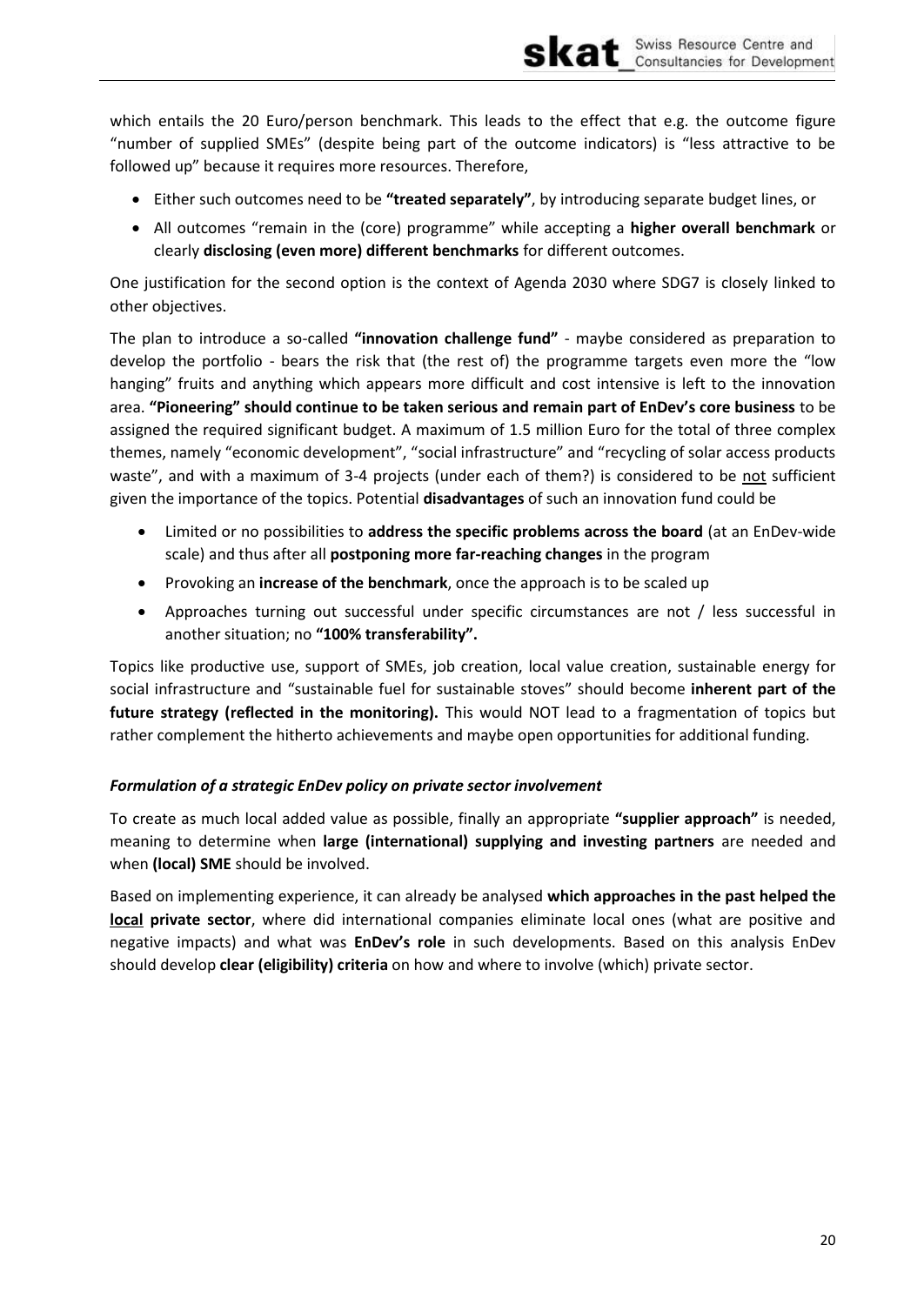which entails the 20 Euro/person benchmark. This leads to the effect that e.g. the outcome figure "number of supplied SMEs" (despite being part of the outcome indicators) is "less attractive to be followed up" because it requires more resources. Therefore,

- Either such outcomes need to be **"treated separately"**, by introducing separate budget lines, or
- All outcomes "remain in the (core) programme" while accepting a **higher overall benchmark** or clearly **disclosing (even more) different benchmarks** for different outcomes.

One justification for the second option is the context of Agenda 2030 where SDG7 is closely linked to other objectives.

The plan to introduce a so-called **"innovation challenge fund"** - maybe considered as preparation to develop the portfolio - bears the risk that (the rest of) the programme targets even more the "low hanging" fruits and anything which appears more difficult and cost intensive is left to the innovation area. **"Pioneering" should continue to be taken serious and remain part of EnDev's core business** to be assigned the required significant budget. A maximum of 1.5 million Euro for the total of three complex themes, namely "economic development", "social infrastructure" and "recycling of solar access products waste", and with a maximum of 3-4 projects (under each of them?) is considered to be not sufficient given the importance of the topics. Potential **disadvantages** of such an innovation fund could be

- Limited or no possibilities to **address the specific problems across the board** (at an EnDev-wide scale) and thus after all **postponing more far-reaching changes** in the program
- Provoking an **increase of the benchmark**, once the approach is to be scaled up
- Approaches turning out successful under specific circumstances are not / less successful in another situation; no **"100% transferability".**

Topics like productive use, support of SMEs, job creation, local value creation, sustainable energy for social infrastructure and "sustainable fuel for sustainable stoves" should become **inherent part of the future strategy (reflected in the monitoring).** This would NOT lead to a fragmentation of topics but rather complement the hitherto achievements and maybe open opportunities for additional funding.

***Formulation of a strategic EnDev policy on private sector involvement***

To create as much local added value as possible, finally an appropriate **"supplier approach"** is needed, meaning to determine when **large (international) supplying and investing partners** are needed and when **(local) SME** should be involved.

Based on implementing experience, it can already be analysed **which approaches in the past helped the local private sector**, where did international companies eliminate local ones (what are positive and negative impacts) and what was **EnDev's role** in such developments. Based on this analysis EnDev should develop **clear (eligibility) criteria** on how and where to involve (which) private sector.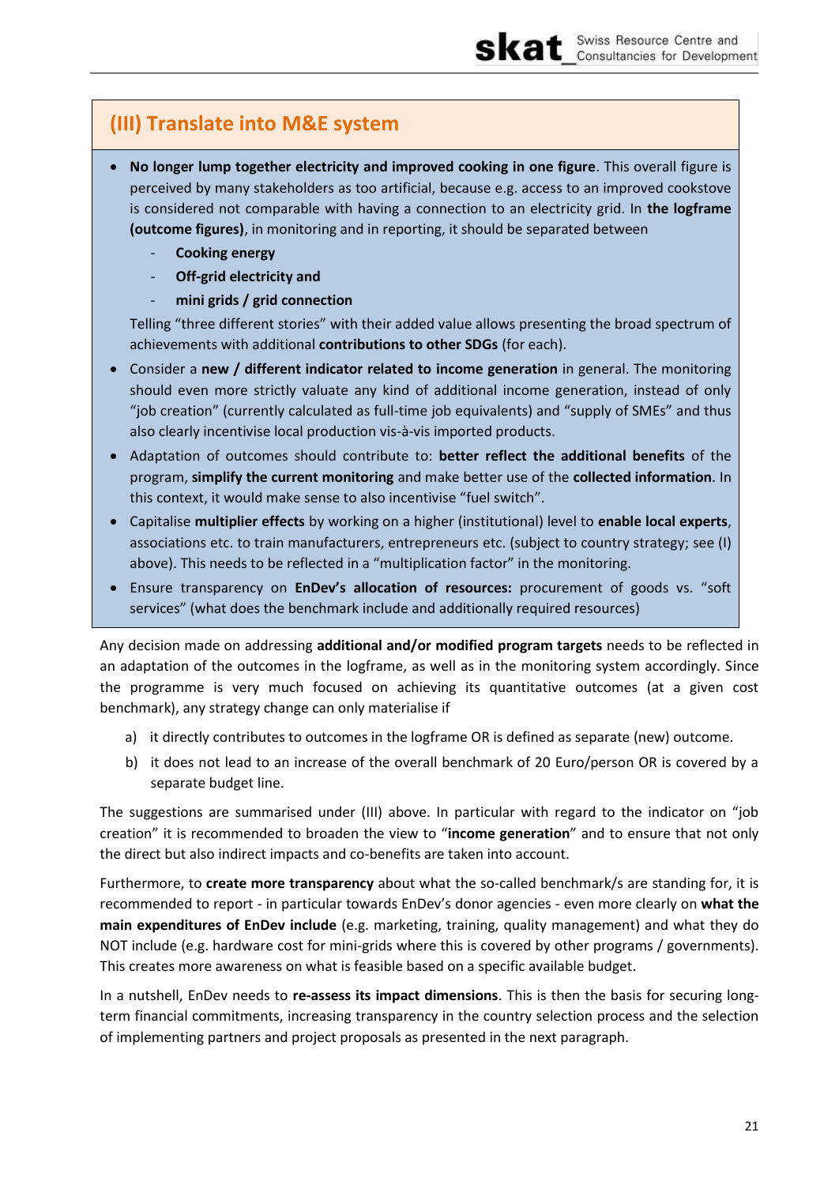## (III) Translate into M&E system

- **No longer lump together electricity and improved cooking in one figure**. This overall figure is perceived by many stakeholders as too artificial, because e.g. access to an improved cookstove is considered not comparable with having a connection to an electricity grid. In **the logframe (outcome figures)**, in monitoring and in reporting, it should be separated between
  - **Cooking energy**
  - **Off-grid electricity and**
  - **mini grids / grid connection**

  Telling "three different stories" with their added value allows presenting the broad spectrum of achievements with additional **contributions to other SDGs** (for each).
- Consider a **new / different indicator related to income generation** in general. The monitoring should even more strictly valuate any kind of additional income generation, instead of only "job creation" (currently calculated as full-time job equivalents) and "supply of SMEs" and thus also clearly incentivise local production vis-à-vis imported products.
- Adaptation of outcomes should contribute to: **better reflect the additional benefits** of the program, **simplify the current monitoring** and make better use of the **collected information**. In this context, it would make sense to also incentivise "fuel switch".
- Capitalise **multiplier effects** by working on a higher (institutional) level to **enable local experts**, associations etc. to train manufacturers, entrepreneurs etc. (subject to country strategy; see (I) above). This needs to be reflected in a "multiplication factor" in the monitoring.
- Ensure transparency on **EnDev's allocation of resources:** procurement of goods vs. "soft services" (what does the benchmark include and additionally required resources)

Any decision made on addressing **additional and/or modified program targets** needs to be reflected in an adaptation of the outcomes in the logframe, as well as in the monitoring system accordingly. Since the programme is very much focused on achieving its quantitative outcomes (at a given cost benchmark), any strategy change can only materialise if

a) it directly contributes to outcomes in the logframe OR is defined as separate (new) outcome.

b) it does not lead to an increase of the overall benchmark of 20 Euro/person OR is covered by a separate budget line.

The suggestions are summarised under (III) above. In particular with regard to the indicator on "job creation" it is recommended to broaden the view to "**income generation**" and to ensure that not only the direct but also indirect impacts and co-benefits are taken into account.

Furthermore, to **create more transparency** about what the so-called benchmark/s are standing for, it is recommended to report - in particular towards EnDev's donor agencies - even more clearly on **what the main expenditures of EnDev include** (e.g. marketing, training, quality management) and what they do NOT include (e.g. hardware cost for mini-grids where this is covered by other programs / governments). This creates more awareness on what is feasible based on a specific available budget.

In a nutshell, EnDev needs to **re-assess its impact dimensions**. This is then the basis for securing long-term financial commitments, increasing transparency in the country selection process and the selection of implementing partners and project proposals as presented in the next paragraph.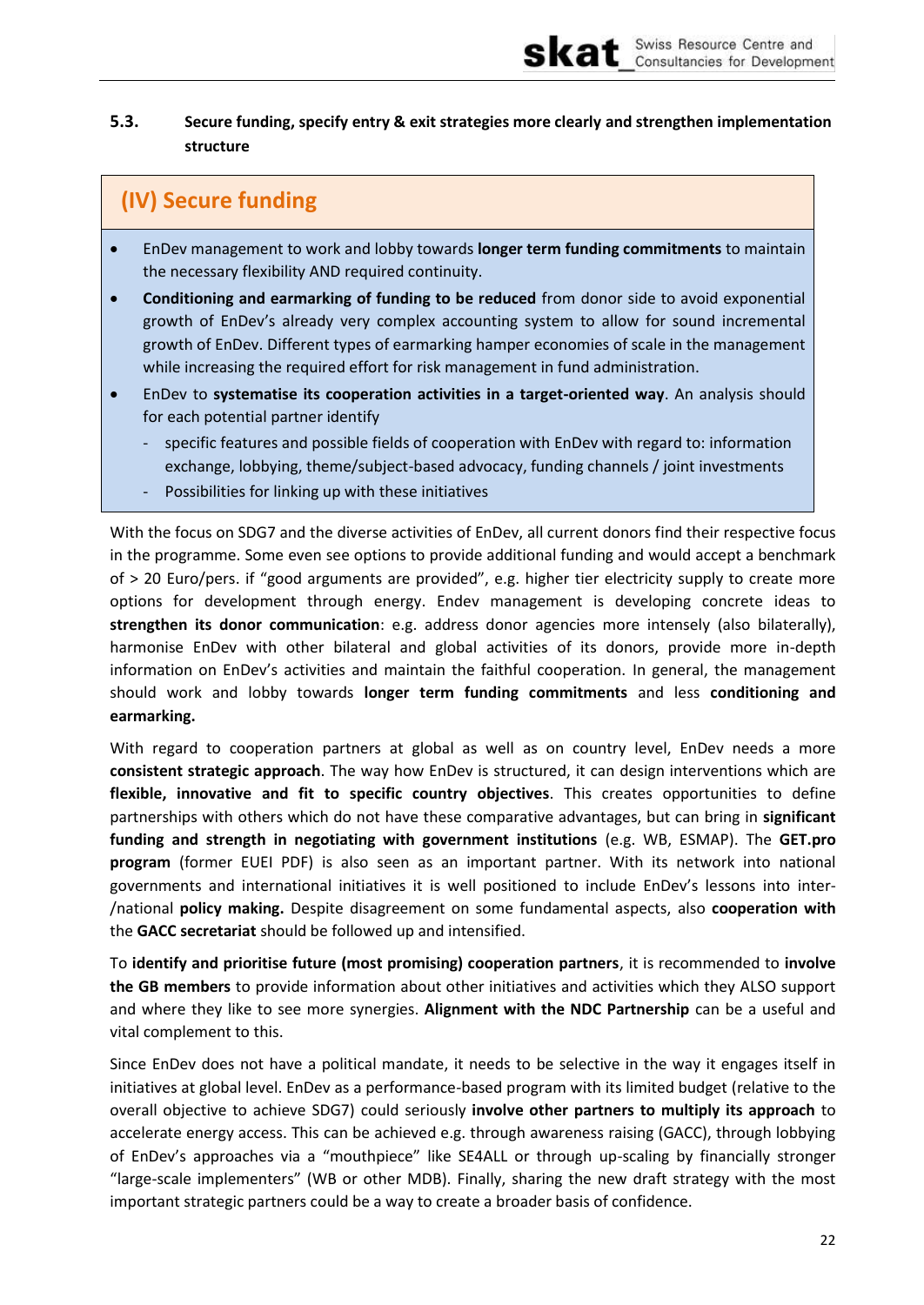### 5.3. Secure funding, specify entry & exit strategies more clearly and strengthen implementation structure

#### (IV) Secure funding

- EnDev management to work and lobby towards **longer term funding commitments** to maintain the necessary flexibility AND required continuity.
- **Conditioning and earmarking of funding to be reduced** from donor side to avoid exponential growth of EnDev's already very complex accounting system to allow for sound incremental growth of EnDev. Different types of earmarking hamper economies of scale in the management while increasing the required effort for risk management in fund administration.
- EnDev to **systematise its cooperation activities in a target-oriented way**. An analysis should for each potential partner identify
  - specific features and possible fields of cooperation with EnDev with regard to: information exchange, lobbying, theme/subject-based advocacy, funding channels / joint investments
  - Possibilities for linking up with these initiatives

With the focus on SDG7 and the diverse activities of EnDev, all current donors find their respective focus in the programme. Some even see options to provide additional funding and would accept a benchmark of > 20 Euro/pers. if "good arguments are provided", e.g. higher tier electricity supply to create more options for development through energy. Endev management is developing concrete ideas to **strengthen its donor communication**: e.g. address donor agencies more intensely (also bilaterally), harmonise EnDev with other bilateral and global activities of its donors, provide more in-depth information on EnDev's activities and maintain the faithful cooperation. In general, the management should work and lobby towards **longer term funding commitments** and less **conditioning and earmarking.**

With regard to cooperation partners at global as well as on country level, EnDev needs a more **consistent strategic approach**. The way how EnDev is structured, it can design interventions which are **flexible, innovative and fit to specific country objectives**. This creates opportunities to define partnerships with others which do not have these comparative advantages, but can bring in **significant funding and strength in negotiating with government institutions** (e.g. WB, ESMAP). The **GET.pro program** (former EUEI PDF) is also seen as an important partner. With its network into national governments and international initiatives it is well positioned to include EnDev's lessons into inter-/national **policy making.** Despite disagreement on some fundamental aspects, also **cooperation with** the **GACC secretariat** should be followed up and intensified.

To **identify and prioritise future (most promising) cooperation partners**, it is recommended to **involve the GB members** to provide information about other initiatives and activities which they ALSO support and where they like to see more synergies. **Alignment with the NDC Partnership** can be a useful and vital complement to this.

Since EnDev does not have a political mandate, it needs to be selective in the way it engages itself in initiatives at global level. EnDev as a performance-based program with its limited budget (relative to the overall objective to achieve SDG7) could seriously **involve other partners to multiply its approach** to accelerate energy access. This can be achieved e.g. through awareness raising (GACC), through lobbying of EnDev's approaches via a "mouthpiece" like SE4ALL or through up-scaling by financially stronger "large-scale implementers" (WB or other MDB). Finally, sharing the new draft strategy with the most important strategic partners could be a way to create a broader basis of confidence.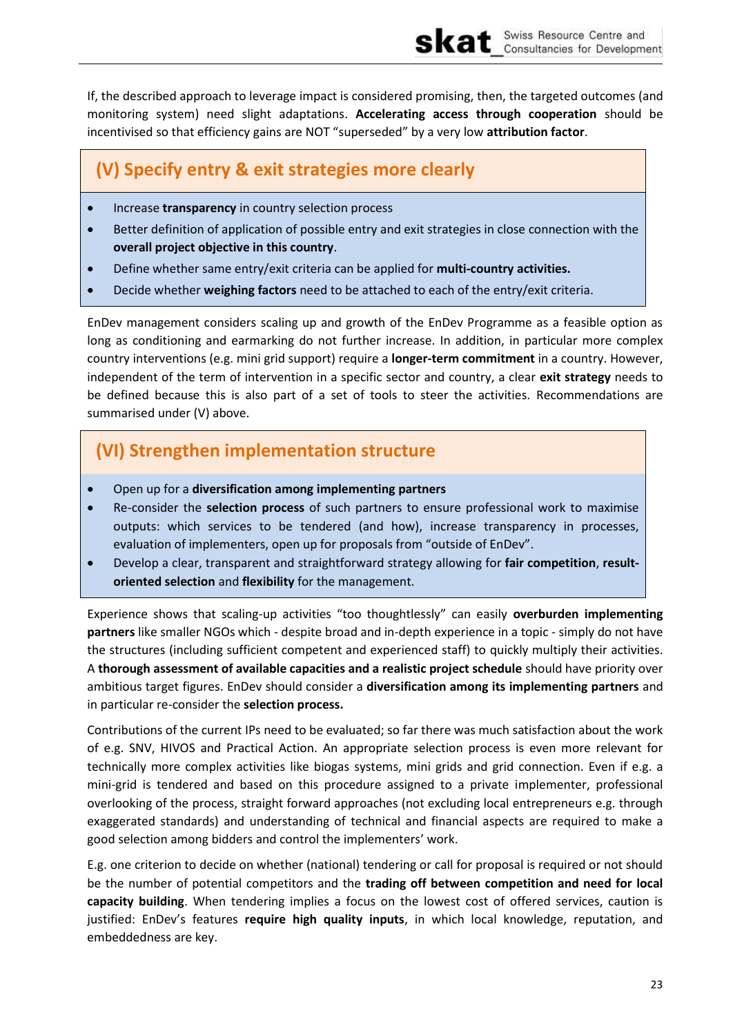If, the described approach to leverage impact is considered promising, then, the targeted outcomes (and monitoring system) need slight adaptations. **Accelerating access through cooperation** should be incentivised so that efficiency gains are NOT "superseded" by a very low **attribution factor**.

## (V) Specify entry & exit strategies more clearly

- Increase **transparency** in country selection process
- Better definition of application of possible entry and exit strategies in close connection with the **overall project objective in this country**.
- Define whether same entry/exit criteria can be applied for **multi-country activities.**
- Decide whether **weighing factors** need to be attached to each of the entry/exit criteria.

EnDev management considers scaling up and growth of the EnDev Programme as a feasible option as long as conditioning and earmarking do not further increase. In addition, in particular more complex country interventions (e.g. mini grid support) require a **longer-term commitment** in a country. However, independent of the term of intervention in a specific sector and country, a clear **exit strategy** needs to be defined because this is also part of a set of tools to steer the activities. Recommendations are summarised under (V) above.

## (VI) Strengthen implementation structure

- Open up for a **diversification among implementing partners**
- Re-consider the **selection process** of such partners to ensure professional work to maximise outputs: which services to be tendered (and how), increase transparency in processes, evaluation of implementers, open up for proposals from "outside of EnDev".
- Develop a clear, transparent and straightforward strategy allowing for **fair competition**, **result-oriented selection** and **flexibility** for the management.

Experience shows that scaling-up activities "too thoughtlessly" can easily **overburden implementing partners** like smaller NGOs which - despite broad and in-depth experience in a topic - simply do not have the structures (including sufficient competent and experienced staff) to quickly multiply their activities. A **thorough assessment of available capacities and a realistic project schedule** should have priority over ambitious target figures. EnDev should consider a **diversification among its implementing partners** and in particular re-consider the **selection process.**

Contributions of the current IPs need to be evaluated; so far there was much satisfaction about the work of e.g. SNV, HIVOS and Practical Action. An appropriate selection process is even more relevant for technically more complex activities like biogas systems, mini grids and grid connection. Even if e.g. a mini-grid is tendered and based on this procedure assigned to a private implementer, professional overlooking of the process, straight forward approaches (not excluding local entrepreneurs e.g. through exaggerated standards) and understanding of technical and financial aspects are required to make a good selection among bidders and control the implementers' work.

E.g. one criterion to decide on whether (national) tendering or call for proposal is required or not should be the number of potential competitors and the **trading off between competition and need for local capacity building**. When tendering implies a focus on the lowest cost of offered services, caution is justified: EnDev's features **require high quality inputs**, in which local knowledge, reputation, and embeddedness are key.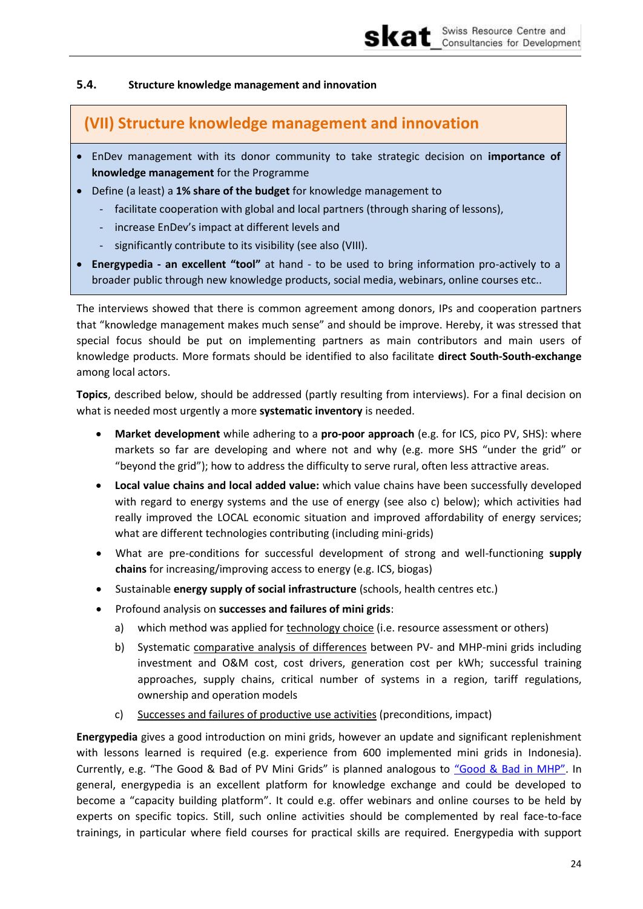### 5.4. Structure knowledge management and innovation

## (VII) Structure knowledge management and innovation

- EnDev management with its donor community to take strategic decision on **importance of knowledge management** for the Programme
- Define (a least) a **1% share of the budget** for knowledge management to
  - facilitate cooperation with global and local partners (through sharing of lessons),
  - increase EnDev's impact at different levels and
  - significantly contribute to its visibility (see also (VIII).
- **Energypedia - an excellent "tool"** at hand - to be used to bring information pro-actively to a broader public through new knowledge products, social media, webinars, online courses etc..

The interviews showed that there is common agreement among donors, IPs and cooperation partners that "knowledge management makes much sense" and should be improve. Hereby, it was stressed that special focus should be put on implementing partners as main contributors and main users of knowledge products. More formats should be identified to also facilitate **direct South-South-exchange** among local actors.

**Topics**, described below, should be addressed (partly resulting from interviews). For a final decision on what is needed most urgently a more **systematic inventory** is needed.

- **Market development** while adhering to a **pro-poor approach** (e.g. for ICS, pico PV, SHS): where markets so far are developing and where not and why (e.g. more SHS "under the grid" or "beyond the grid"); how to address the difficulty to serve rural, often less attractive areas.
- **Local value chains and local added value:** which value chains have been successfully developed with regard to energy systems and the use of energy (see also c) below); which activities had really improved the LOCAL economic situation and improved affordability of energy services; what are different technologies contributing (including mini-grids)
- What are pre-conditions for successful development of strong and well-functioning **supply chains** for increasing/improving access to energy (e.g. ICS, biogas)
- Sustainable **energy supply of social infrastructure** (schools, health centres etc.)
- Profound analysis on **successes and failures of mini grids**:
  a) which method was applied for <u>technology choice</u> (i.e. resource assessment or others)
  b) Systematic <u>comparative analysis of differences</u> between PV- and MHP-mini grids including investment and O&M cost, cost drivers, generation cost per kWh; successful training approaches, supply chains, critical number of systems in a region, tariff regulations, ownership and operation models
  c) <u>Successes and failures of productive use activities</u> (preconditions, impact)

**Energypedia** gives a good introduction on mini grids, however an update and significant replenishment with lessons learned is required (e.g. experience from 600 implemented mini grids in Indonesia). Currently, e.g. "The Good & Bad of PV Mini Grids" is planned analogous to "Good & Bad in MHP". In general, energypedia is an excellent platform for knowledge exchange and could be developed to become a "capacity building platform". It could e.g. offer webinars and online courses to be held by experts on specific topics. Still, such online activities should be complemented by real face-to-face trainings, in particular where field courses for practical skills are required. Energypedia with support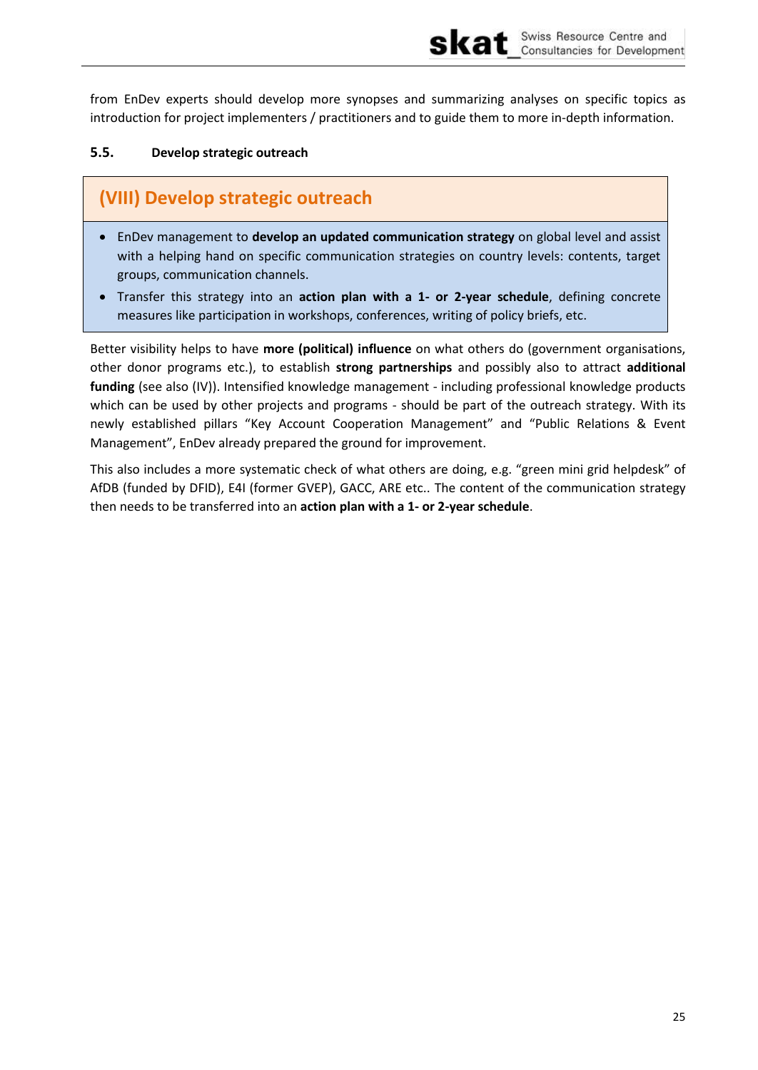from EnDev experts should develop more synopses and summarizing analyses on specific topics as introduction for project implementers / practitioners and to guide them to more in-depth information.

### 5.5. Develop strategic outreach

#### (VIII) Develop strategic outreach

- EnDev management to **develop an updated communication strategy** on global level and assist with a helping hand on specific communication strategies on country levels: contents, target groups, communication channels.
- Transfer this strategy into an **action plan with a 1- or 2-year schedule**, defining concrete measures like participation in workshops, conferences, writing of policy briefs, etc.

Better visibility helps to have **more (political) influence** on what others do (government organisations, other donor programs etc.), to establish **strong partnerships** and possibly also to attract **additional funding** (see also (IV)). Intensified knowledge management - including professional knowledge products which can be used by other projects and programs - should be part of the outreach strategy. With its newly established pillars “Key Account Cooperation Management” and “Public Relations & Event Management”, EnDev already prepared the ground for improvement.

This also includes a more systematic check of what others are doing, e.g. “green mini grid helpdesk” of AfDB (funded by DFID), E4I (former GVEP), GACC, ARE etc.. The content of the communication strategy then needs to be transferred into an **action plan with a 1- or 2-year schedule**.